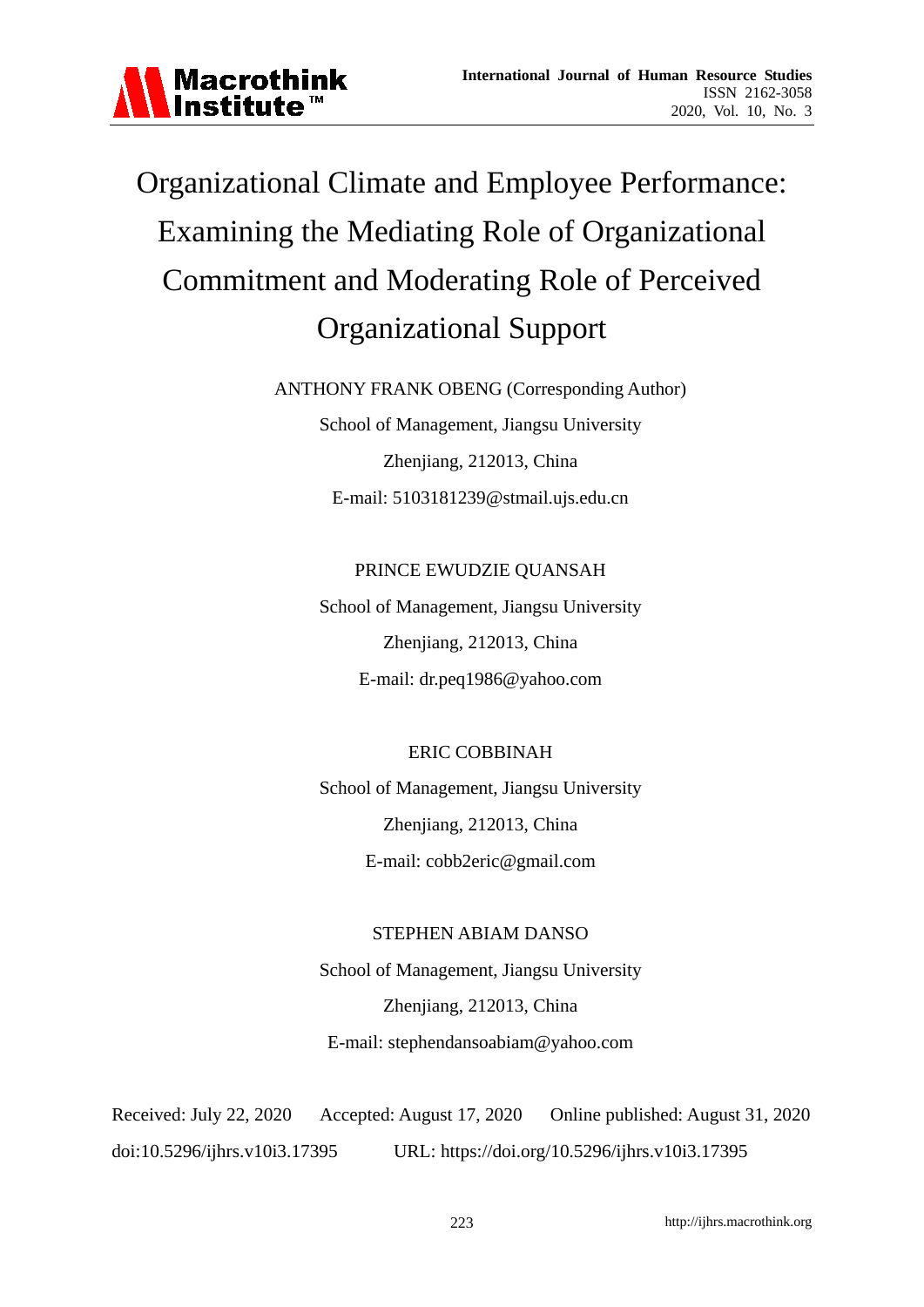# Organizational Climate and Employee Performance: Examining the Mediating Role of Organizational Commitment and Moderating Role of Perceived Organizational Support

ANTHONY FRANK OBENG (Corresponding Author)

School of Management, Jiangsu University

Zhenjiang, 212013, China

E-mail: 5103181239@stmail.ujs.edu.cn

PRINCE EWUDZIE QUANSAH

School of Management, Jiangsu University

Zhenjiang, 212013, China

E-mail: dr.peq1986@yahoo.com

ERIC COBBINAH

School of Management, Jiangsu University

Zhenjiang, 212013, China

E-mail: cobb2eric@gmail.com

STEPHEN ABIAM DANSO

School of Management, Jiangsu University

Zhenjiang, 212013, China

E-mail: stephendansoabiam@yahoo.com

Received: July 22, 2020 Accepted: August 17, 2020 Online published: August 31, 2020

doi:10.5296/ijhrs.v10i3.17395 URL: https://doi.org/10.5296/ijhrs.v10i3.17395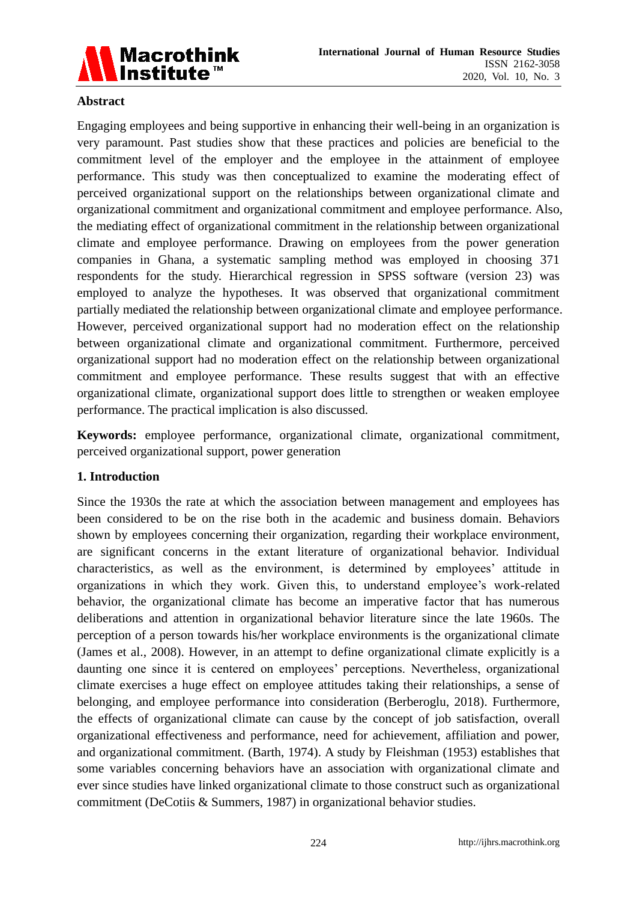## Abstract

Engaging employees and being supportive in enhancing their well-being in an organization is very paramount. Past studies show that these practices and policies are beneficial to the commitment level of the employer and the employee in the attainment of employee performance. This study was then conceptualized to examine the moderating effect of perceived organizational support on the relationships between organizational climate and organizational commitment and organizational commitment and employee performance. Also, the mediating effect of organizational commitment in the relationship between organizational climate and employee performance. Drawing on employees from the power generation companies in Ghana, a systematic sampling method was employed in choosing 371 respondents for the study. Hierarchical regression in SPSS software (version 23) was employed to analyze the hypotheses. It was observed that organizational commitment partially mediated the relationship between organizational climate and employee performance. However, perceived organizational support had no moderation effect on the relationship between organizational climate and organizational commitment. Furthermore, perceived organizational support had no moderation effect on the relationship between organizational commitment and employee performance. These results suggest that with an effective organizational climate, organizational support does little to strengthen or weaken employee performance. The practical implication is also discussed.

**Keywords:** employee performance, organizational climate, organizational commitment, perceived organizational support, power generation

## 1. Introduction

Since the 1930s the rate at which the association between management and employees has been considered to be on the rise both in the academic and business domain. Behaviors shown by employees concerning their organization, regarding their workplace environment, are significant concerns in the extant literature of organizational behavior. Individual characteristics, as well as the environment, is determined by employees' attitude in organizations in which they work. Given this, to understand employee's work-related behavior, the organizational climate has become an imperative factor that has numerous deliberations and attention in organizational behavior literature since the late 1960s. The perception of a person towards his/her workplace environments is the organizational climate (James et al., 2008). However, in an attempt to define organizational climate explicitly is a daunting one since it is centered on employees' perceptions. Nevertheless, organizational climate exercises a huge effect on employee attitudes taking their relationships, a sense of belonging, and employee performance into consideration (Berberoglu, 2018). Furthermore, the effects of organizational climate can cause by the concept of job satisfaction, overall organizational effectiveness and performance, need for achievement, affiliation and power, and organizational commitment. (Barth, 1974). A study by Fleishman (1953) establishes that some variables concerning behaviors have an association with organizational climate and ever since studies have linked organizational climate to those construct such as organizational commitment (DeCotiis & Summers, 1987) in organizational behavior studies.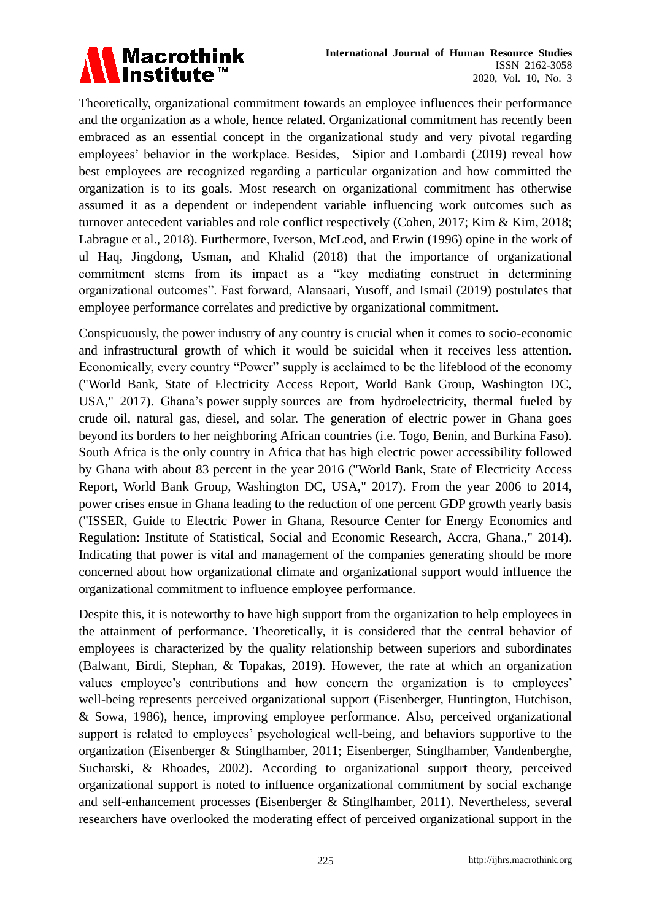Theoretically, organizational commitment towards an employee influences their performance and the organization as a whole, hence related. Organizational commitment has recently been embraced as an essential concept in the organizational study and very pivotal regarding employees' behavior in the workplace. Besides, Sipior and Lombardi (2019) reveal how best employees are recognized regarding a particular organization and how committed the organization is to its goals. Most research on organizational commitment has otherwise assumed it as a dependent or independent variable influencing work outcomes such as turnover antecedent variables and role conflict respectively (Cohen, 2017; Kim & Kim, 2018; Labrague et al., 2018). Furthermore, Iverson, McLeod, and Erwin (1996) opine in the work of ul Haq, Jingdong, Usman, and Khalid (2018) that the importance of organizational commitment stems from its impact as a "key mediating construct in determining organizational outcomes". Fast forward, Alansaari, Yusoff, and Ismail (2019) postulates that employee performance correlates and predictive by organizational commitment.

Conspicuously, the power industry of any country is crucial when it comes to socio-economic and infrastructural growth of which it would be suicidal when it receives less attention. Economically, every country "Power" supply is acclaimed to be the lifeblood of the economy ("World Bank, State of Electricity Access Report, World Bank Group, Washington DC, USA," 2017). Ghana's power supply sources are from hydroelectricity, thermal fueled by crude oil, natural gas, diesel, and solar. The generation of electric power in Ghana goes beyond its borders to her neighboring African countries (i.e. Togo, Benin, and Burkina Faso). South Africa is the only country in Africa that has high electric power accessibility followed by Ghana with about 83 percent in the year 2016 ("World Bank, State of Electricity Access Report, World Bank Group, Washington DC, USA," 2017). From the year 2006 to 2014, power crises ensue in Ghana leading to the reduction of one percent GDP growth yearly basis ("ISSER, Guide to Electric Power in Ghana, Resource Center for Energy Economics and Regulation: Institute of Statistical, Social and Economic Research, Accra, Ghana.," 2014). Indicating that power is vital and management of the companies generating should be more concerned about how organizational climate and organizational support would influence the organizational commitment to influence employee performance.

Despite this, it is noteworthy to have high support from the organization to help employees in the attainment of performance. Theoretically, it is considered that the central behavior of employees is characterized by the quality relationship between superiors and subordinates (Balwant, Birdi, Stephan, & Topakas, 2019). However, the rate at which an organization values employee's contributions and how concern the organization is to employees' well-being represents perceived organizational support (Eisenberger, Huntington, Hutchison, & Sowa, 1986), hence, improving employee performance. Also, perceived organizational support is related to employees' psychological well-being, and behaviors supportive to the organization (Eisenberger & Stinglhamber, 2011; Eisenberger, Stinglhamber, Vandenberghe, Sucharski, & Rhoades, 2002). According to organizational support theory, perceived organizational support is noted to influence organizational commitment by social exchange and self-enhancement processes (Eisenberger & Stinglhamber, 2011). Nevertheless, several researchers have overlooked the moderating effect of perceived organizational support in the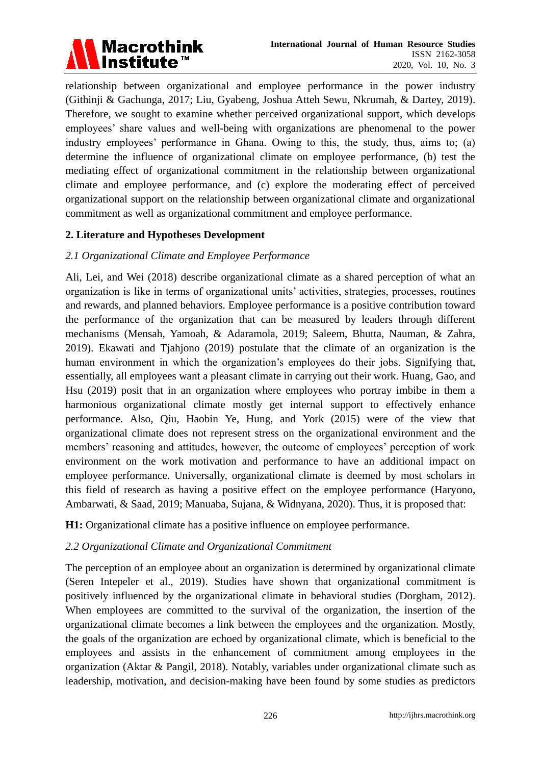relationship between organizational and employee performance in the power industry (Githinji & Gachunga, 2017; Liu, Gyabeng, Joshua Atteh Sewu, Nkrumah, & Dartey, 2019). Therefore, we sought to examine whether perceived organizational support, which develops employees' share values and well-being with organizations are phenomenal to the power industry employees' performance in Ghana. Owing to this, the study, thus, aims to; (a) determine the influence of organizational climate on employee performance, (b) test the mediating effect of organizational commitment in the relationship between organizational climate and employee performance, and (c) explore the moderating effect of perceived organizational support on the relationship between organizational climate and organizational commitment as well as organizational commitment and employee performance.

## 2. Literature and Hypotheses Development

### *2.1 Organizational Climate and Employee Performance*

Ali, Lei, and Wei (2018) describe organizational climate as a shared perception of what an organization is like in terms of organizational units' activities, strategies, processes, routines and rewards, and planned behaviors. Employee performance is a positive contribution toward the performance of the organization that can be measured by leaders through different mechanisms (Mensah, Yamoah, & Adaramola, 2019; Saleem, Bhutta, Nauman, & Zahra, 2019). Ekawati and Tjahjono (2019) postulate that the climate of an organization is the human environment in which the organization's employees do their jobs. Signifying that, essentially, all employees want a pleasant climate in carrying out their work. Huang, Gao, and Hsu (2019) posit that in an organization where employees who portray imbibe in them a harmonious organizational climate mostly get internal support to effectively enhance performance. Also, Qiu, Haobin Ye, Hung, and York (2015) were of the view that organizational climate does not represent stress on the organizational environment and the members' reasoning and attitudes, however, the outcome of employees' perception of work environment on the work motivation and performance to have an additional impact on employee performance. Universally, organizational climate is deemed by most scholars in this field of research as having a positive effect on the employee performance (Haryono, Ambarwati, & Saad, 2019; Manuaba, Sujana, & Widnyana, 2020). Thus, it is proposed that:

**H1:** Organizational climate has a positive influence on employee performance.

### *2.2 Organizational Climate and Organizational Commitment*

The perception of an employee about an organization is determined by organizational climate (Seren Intepeler et al., 2019). Studies have shown that organizational commitment is positively influenced by the organizational climate in behavioral studies (Dorgham, 2012). When employees are committed to the survival of the organization, the insertion of the organizational climate becomes a link between the employees and the organization. Mostly, the goals of the organization are echoed by organizational climate, which is beneficial to the employees and assists in the enhancement of commitment among employees in the organization (Aktar & Pangil, 2018). Notably, variables under organizational climate such as leadership, motivation, and decision-making have been found by some studies as predictors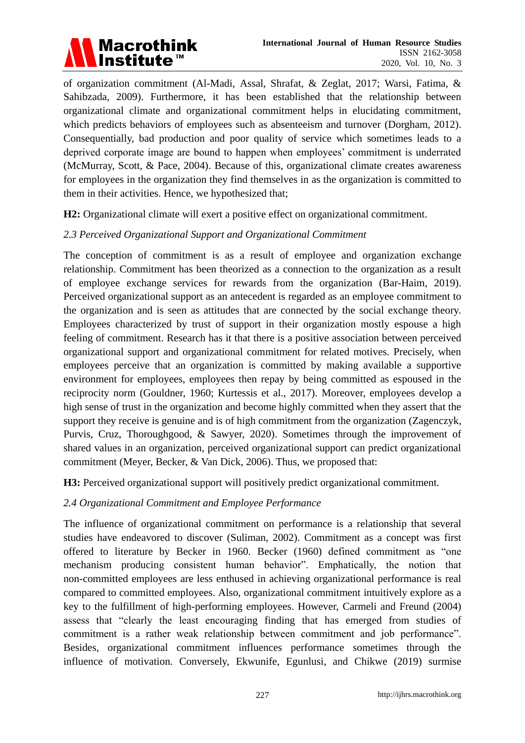of organization commitment (Al-Madi, Assal, Shrafat, & Zeglat, 2017; Warsi, Fatima, & Sahibzada, 2009). Furthermore, it has been established that the relationship between organizational climate and organizational commitment helps in elucidating commitment, which predicts behaviors of employees such as absenteeism and turnover (Dorgham, 2012). Consequentially, bad production and poor quality of service which sometimes leads to a deprived corporate image are bound to happen when employees' commitment is underrated (McMurray, Scott, & Pace, 2004). Because of this, organizational climate creates awareness for employees in the organization they find themselves in as the organization is committed to them in their activities. Hence, we hypothesized that;

**H2:** Organizational climate will exert a positive effect on organizational commitment.

### *2.3 Perceived Organizational Support and Organizational Commitment*

The conception of commitment is as a result of employee and organization exchange relationship. Commitment has been theorized as a connection to the organization as a result of employee exchange services for rewards from the organization (Bar-Haim, 2019). Perceived organizational support as an antecedent is regarded as an employee commitment to the organization and is seen as attitudes that are connected by the social exchange theory. Employees characterized by trust of support in their organization mostly espouse a high feeling of commitment. Research has it that there is a positive association between perceived organizational support and organizational commitment for related motives. Precisely, when employees perceive that an organization is committed by making available a supportive environment for employees, employees then repay by being committed as espoused in the reciprocity norm (Gouldner, 1960; Kurtessis et al., 2017). Moreover, employees develop a high sense of trust in the organization and become highly committed when they assert that the support they receive is genuine and is of high commitment from the organization (Zagenczyk, Purvis, Cruz, Thoroughgood, & Sawyer, 2020). Sometimes through the improvement of shared values in an organization, perceived organizational support can predict organizational commitment (Meyer, Becker, & Van Dick, 2006). Thus, we proposed that:

**H3:** Perceived organizational support will positively predict organizational commitment.

### *2.4 Organizational Commitment and Employee Performance*

The influence of organizational commitment on performance is a relationship that several studies have endeavored to discover (Suliman, 2002). Commitment as a concept was first offered to literature by Becker in 1960. Becker (1960) defined commitment as "one mechanism producing consistent human behavior". Emphatically, the notion that non-committed employees are less enthused in achieving organizational performance is real compared to committed employees. Also, organizational commitment intuitively explore as a key to the fulfillment of high-performing employees. However, Carmeli and Freund (2004) assess that "clearly the least encouraging finding that has emerged from studies of commitment is a rather weak relationship between commitment and job performance". Besides, organizational commitment influences performance sometimes through the influence of motivation. Conversely, Ekwunife, Egunlusi, and Chikwe (2019) surmise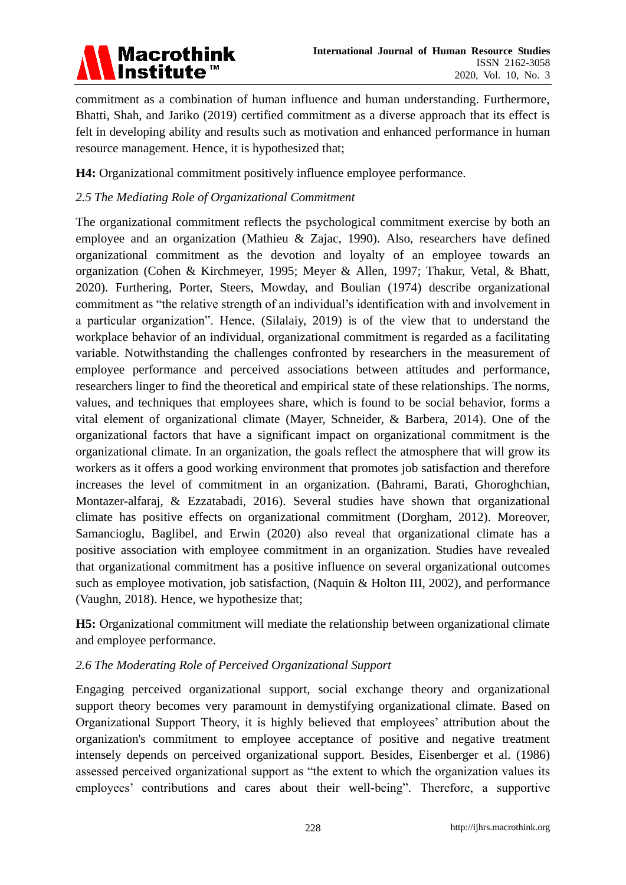commitment as a combination of human influence and human understanding. Furthermore, Bhatti, Shah, and Jariko (2019) certified commitment as a diverse approach that its effect is felt in developing ability and results such as motivation and enhanced performance in human resource management. Hence, it is hypothesized that;

**H4:** Organizational commitment positively influence employee performance.

### *2.5 The Mediating Role of Organizational Commitment*

The organizational commitment reflects the psychological commitment exercise by both an employee and an organization (Mathieu & Zajac, 1990). Also, researchers have defined organizational commitment as the devotion and loyalty of an employee towards an organization (Cohen & Kirchmeyer, 1995; Meyer & Allen, 1997; Thakur, Vetal, & Bhatt, 2020). Furthering, Porter, Steers, Mowday, and Boulian (1974) describe organizational commitment as "the relative strength of an individual's identification with and involvement in a particular organization". Hence, (Silalaiy, 2019) is of the view that to understand the workplace behavior of an individual, organizational commitment is regarded as a facilitating variable. Notwithstanding the challenges confronted by researchers in the measurement of employee performance and perceived associations between attitudes and performance, researchers linger to find the theoretical and empirical state of these relationships. The norms, values, and techniques that employees share, which is found to be social behavior, forms a vital element of organizational climate (Mayer, Schneider, & Barbera, 2014). One of the organizational factors that have a significant impact on organizational commitment is the organizational climate. In an organization, the goals reflect the atmosphere that will grow its workers as it offers a good working environment that promotes job satisfaction and therefore increases the level of commitment in an organization. (Bahrami, Barati, Ghoroghchian, Montazer-alfaraj, & Ezzatabadi, 2016). Several studies have shown that organizational climate has positive effects on organizational commitment (Dorgham, 2012). Moreover, Samancioglu, Baglibel, and Erwin (2020) also reveal that organizational climate has a positive association with employee commitment in an organization. Studies have revealed that organizational commitment has a positive influence on several organizational outcomes such as employee motivation, job satisfaction, (Naquin & Holton III, 2002), and performance (Vaughn, 2018). Hence, we hypothesize that;

**H5:** Organizational commitment will mediate the relationship between organizational climate and employee performance.

### *2.6 The Moderating Role of Perceived Organizational Support*

Engaging perceived organizational support, social exchange theory and organizational support theory becomes very paramount in demystifying organizational climate. Based on Organizational Support Theory, it is highly believed that employees' attribution about the organization's commitment to employee acceptance of positive and negative treatment intensely depends on perceived organizational support. Besides, Eisenberger et al. (1986) assessed perceived organizational support as "the extent to which the organization values its employees' contributions and cares about their well-being". Therefore, a supportive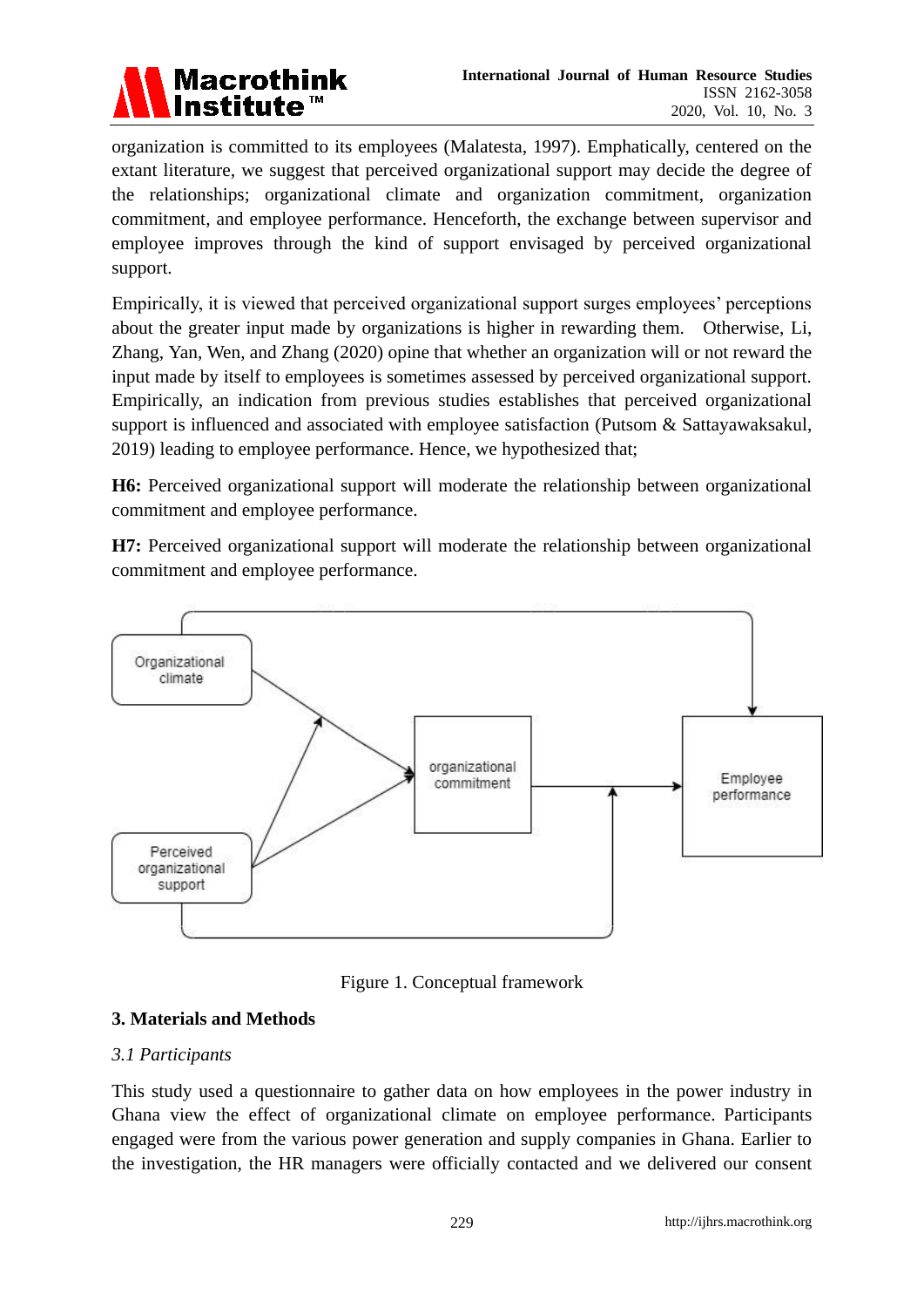organization is committed to its employees (Malatesta, 1997). Emphatically, centered on the extant literature, we suggest that perceived organizational support may decide the degree of the relationships; organizational climate and organization commitment, organization commitment, and employee performance. Henceforth, the exchange between supervisor and employee improves through the kind of support envisaged by perceived organizational support.

Empirically, it is viewed that perceived organizational support surges employees' perceptions about the greater input made by organizations is higher in rewarding them. Otherwise, Li, Zhang, Yan, Wen, and Zhang (2020) opine that whether an organization will or not reward the input made by itself to employees is sometimes assessed by perceived organizational support. Empirically, an indication from previous studies establishes that perceived organizational support is influenced and associated with employee satisfaction (Putsom & Sattayawaksakul, 2019) leading to employee performance. Hence, we hypothesized that;

**H6:** Perceived organizational support will moderate the relationship between organizational commitment and employee performance.

**H7:** Perceived organizational support will moderate the relationship between organizational commitment and employee performance.

Organizational climate

organizational commitment

Employee performance

Perceived organizational support

Figure 1. Conceptual framework

## 3. Materials and Methods

### *3.1 Participants*

This study used a questionnaire to gather data on how employees in the power industry in Ghana view the effect of organizational climate on employee performance. Participants engaged were from the various power generation and supply companies in Ghana. Earlier to the investigation, the HR managers were officially contacted and we delivered our consent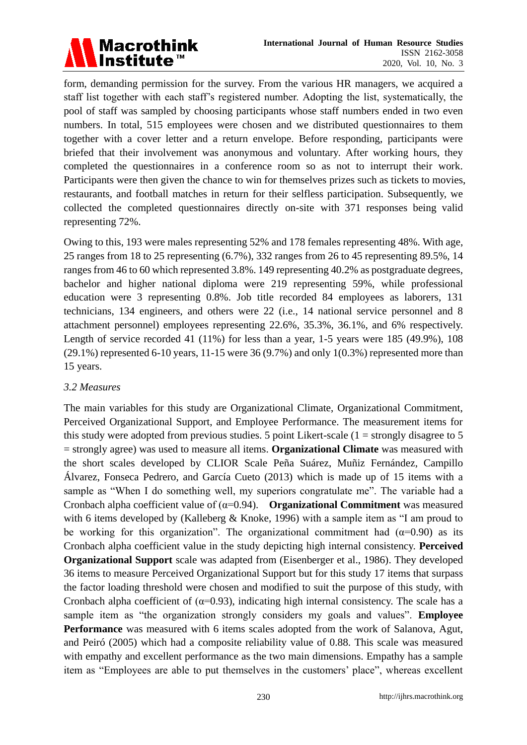form, demanding permission for the survey. From the various HR managers, we acquired a staff list together with each staff's registered number. Adopting the list, systematically, the pool of staff was sampled by choosing participants whose staff numbers ended in two even numbers. In total, 515 employees were chosen and we distributed questionnaires to them together with a cover letter and a return envelope. Before responding, participants were briefed that their involvement was anonymous and voluntary. After working hours, they completed the questionnaires in a conference room so as not to interrupt their work. Participants were then given the chance to win for themselves prizes such as tickets to movies, restaurants, and football matches in return for their selfless participation. Subsequently, we collected the completed questionnaires directly on-site with 371 responses being valid representing 72%.

Owing to this, 193 were males representing 52% and 178 females representing 48%. With age, 25 ranges from 18 to 25 representing (6.7%), 332 ranges from 26 to 45 representing 89.5%, 14 ranges from 46 to 60 which represented 3.8%. 149 representing 40.2% as postgraduate degrees, bachelor and higher national diploma were 219 representing 59%, while professional education were 3 representing 0.8%. Job title recorded 84 employees as laborers, 131 technicians, 134 engineers, and others were 22 (i.e., 14 national service personnel and 8 attachment personnel) employees representing 22.6%, 35.3%, 36.1%, and 6% respectively. Length of service recorded 41 (11%) for less than a year, 1-5 years were 185 (49.9%), 108 (29.1%) represented 6-10 years, 11-15 were 36 (9.7%) and only 1(0.3%) represented more than 15 years.

### *3.2 Measures*

The main variables for this study are Organizational Climate, Organizational Commitment, Perceived Organizational Support, and Employee Performance. The measurement items for this study were adopted from previous studies. 5 point Likert-scale (1 = strongly disagree to 5 = strongly agree) was used to measure all items. **Organizational Climate** was measured with the short scales developed by CLIOR Scale Peña Suárez, Muñiz Fernández, Campillo Álvarez, Fonseca Pedrero, and García Cueto (2013) which is made up of 15 items with a sample as "When I do something well, my superiors congratulate me". The variable had a Cronbach alpha coefficient value of ($\alpha$=0.94). **Organizational Commitment** was measured with 6 items developed by (Kalleberg & Knoke, 1996) with a sample item as "I am proud to be working for this organization". The organizational commitment had ($\alpha$=0.90) as its Cronbach alpha coefficient value in the study depicting high internal consistency. **Perceived Organizational Support** scale was adapted from (Eisenberger et al., 1986). They developed 36 items to measure Perceived Organizational Support but for this study 17 items that surpass the factor loading threshold were chosen and modified to suit the purpose of this study, with Cronbach alpha coefficient of ($\alpha$=0.93), indicating high internal consistency. The scale has a sample item as "the organization strongly considers my goals and values". **Employee Performance** was measured with 6 items scales adopted from the work of Salanova, Agut, and Peiró (2005) which had a composite reliability value of 0.88. This scale was measured with empathy and excellent performance as the two main dimensions. Empathy has a sample item as "Employees are able to put themselves in the customers' place", whereas excellent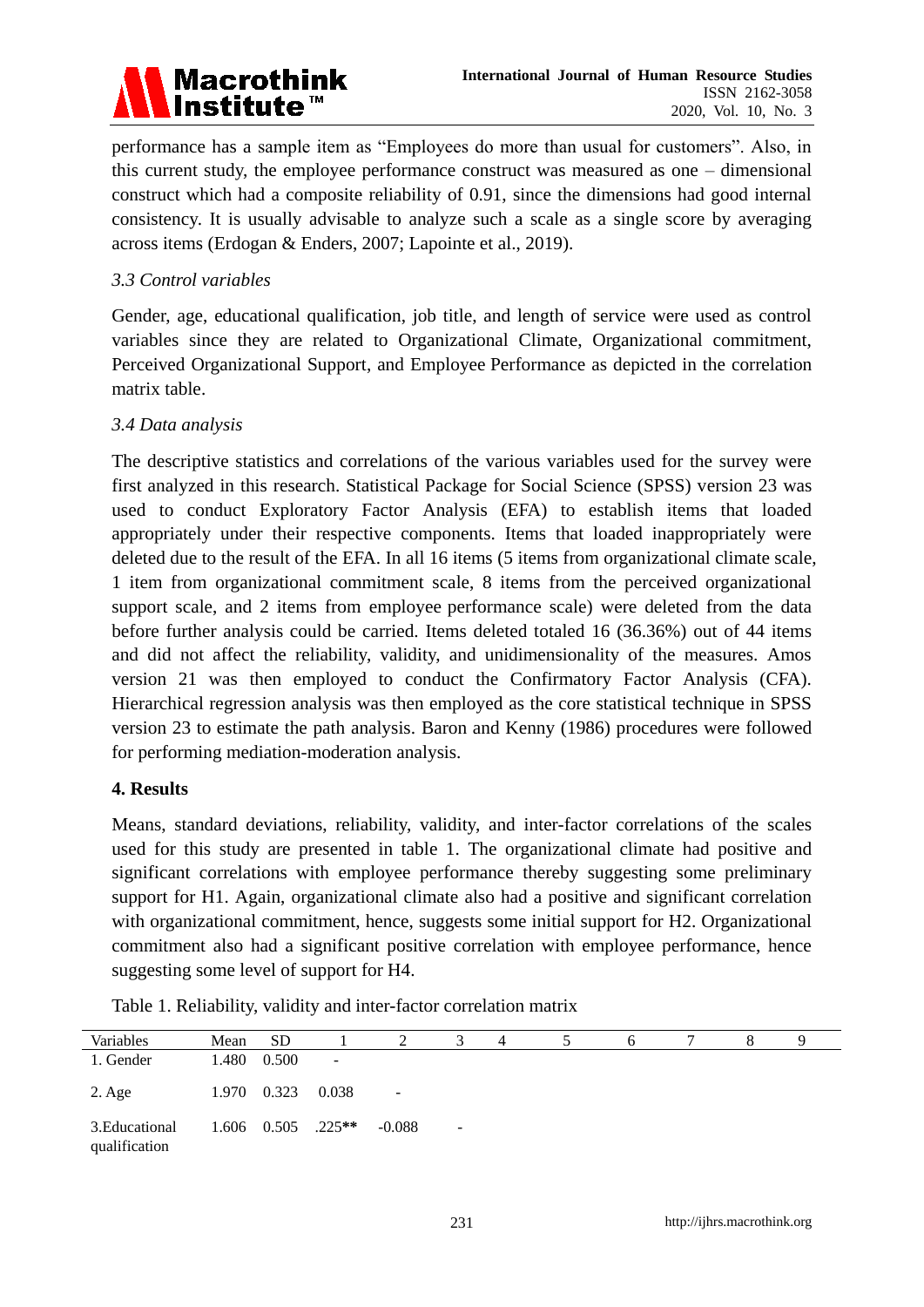performance has a sample item as “Employees do more than usual for customers”. Also, in this current study, the employee performance construct was measured as one – dimensional construct which had a composite reliability of 0.91, since the dimensions had good internal consistency. It is usually advisable to analyze such a scale as a single score by averaging across items (Erdogan & Enders, 2007; Lapointe et al., 2019).

### *3.3 Control variables*

Gender, age, educational qualification, job title, and length of service were used as control variables since they are related to Organizational Climate, Organizational commitment, Perceived Organizational Support, and Employee Performance as depicted in the correlation matrix table.

### *3.4 Data analysis*

The descriptive statistics and correlations of the various variables used for the survey were first analyzed in this research. Statistical Package for Social Science (SPSS) version 23 was used to conduct Exploratory Factor Analysis (EFA) to establish items that loaded appropriately under their respective components. Items that loaded inappropriately were deleted due to the result of the EFA. In all 16 items (5 items from organizational climate scale, 1 item from organizational commitment scale, 8 items from the perceived organizational support scale, and 2 items from employee performance scale) were deleted from the data before further analysis could be carried. Items deleted totaled 16 (36.36%) out of 44 items and did not affect the reliability, validity, and unidimensionality of the measures. Amos version 21 was then employed to conduct the Confirmatory Factor Analysis (CFA). Hierarchical regression analysis was then employed as the core statistical technique in SPSS version 23 to estimate the path analysis. Baron and Kenny (1986) procedures were followed for performing mediation-moderation analysis.

## 4. Results

Means, standard deviations, reliability, validity, and inter-factor correlations of the scales used for this study are presented in table 1. The organizational climate had positive and significant correlations with employee performance thereby suggesting some preliminary support for H1. Again, organizational climate also had a positive and significant correlation with organizational commitment, hence, suggests some initial support for H2. Organizational commitment also had a significant positive correlation with employee performance, hence suggesting some level of support for H4.

Table 1. Reliability, validity and inter-factor correlation matrix

| Variables | Mean | SD | 1 | 2 | 3 | 4 | 5 | 6 | 7 | 8 | 9 |
|---|---|---|---|---|---|---|---|---|---|---|---|
| 1. Gender | 1.480 | 0.500 | - | | | | | | | | |
| 2. Age | 1.970 | 0.323 | 0.038 | - | | | | | | | |
| 3.Educational qualification | 1.606 | 0.505 | .225** | -0.088 | - | | | | | | |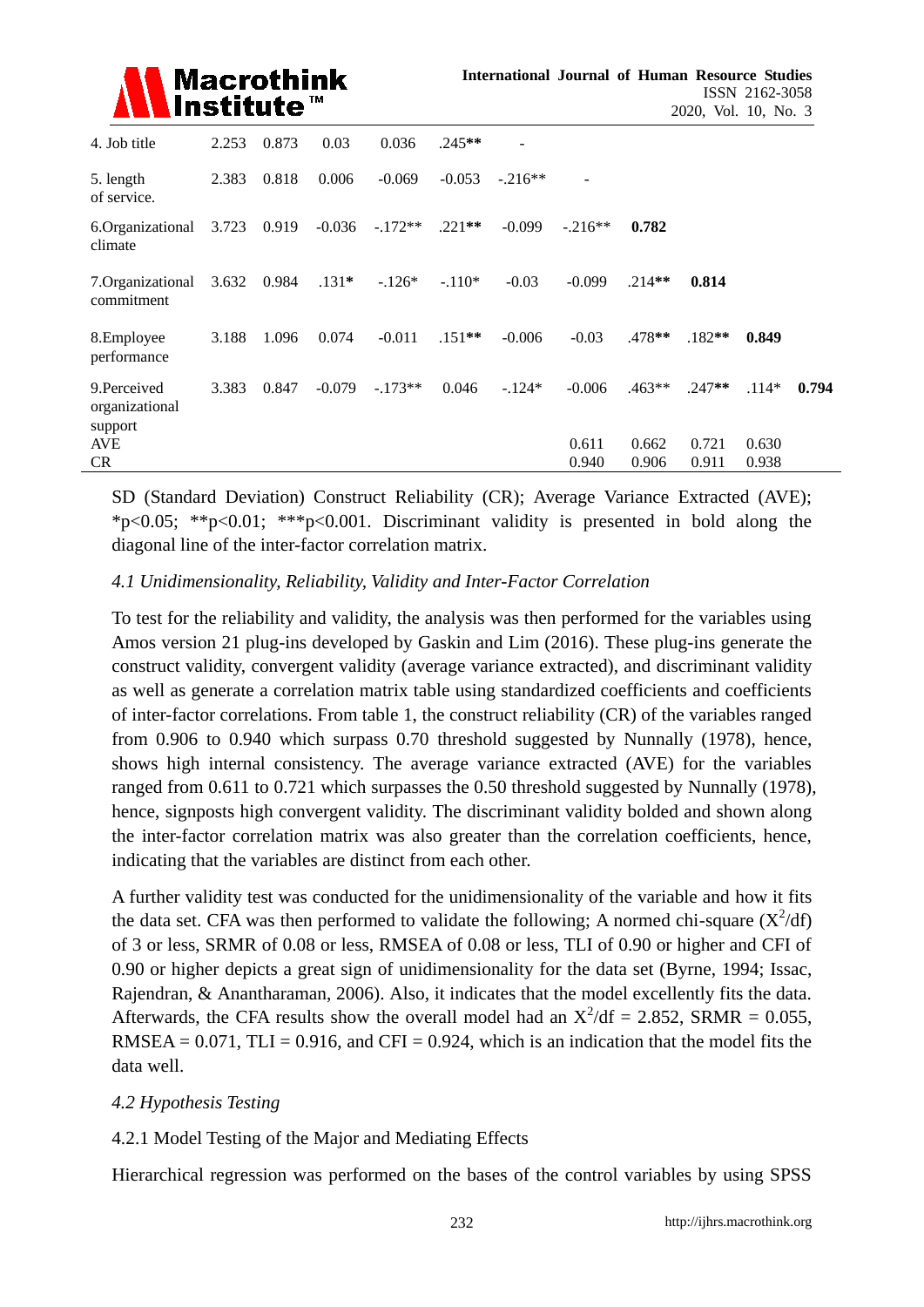| | | | | | | | | | | | |
|---|---|---|---|---|---|---|---|---|---|---|---|
| 4. Job title | 2.253 | 0.873 | 0.03 | 0.036 | .245** | - | | | | | |
| 5. length of service. | 2.383 | 0.818 | 0.006 | -0.069 | -0.053 | -.216** | - | | | | |
| 6.Organizational climate | 3.723 | 0.919 | -0.036 | -.172** | .221** | -0.099 | -.216** | **0.782** | | | |
| 7.Organizational commitment | 3.632 | 0.984 | .131* | -.126* | -.110* | -0.03 | -0.099 | .214** | **0.814** | | |
| 8.Employee performance | 3.188 | 1.096 | 0.074 | -0.011 | .151** | -0.006 | -0.03 | .478** | .182** | **0.849** | |
| 9.Perceived organizational support | 3.383 | 0.847 | -0.079 | -.173** | 0.046 | -.124* | -0.006 | .463** | .247** | .114* | **0.794** |
| AVE | | | | | | | 0.611 | 0.662 | 0.721 | 0.630 | |
| CR | | | | | | | 0.940 | 0.906 | 0.911 | 0.938 | |

SD (Standard Deviation) Construct Reliability (CR); Average Variance Extracted (AVE); *p<0.05; **p<0.01; ***p<0.001. Discriminant validity is presented in bold along the diagonal line of the inter-factor correlation matrix.

### *4.1 Unidimensionality, Reliability, Validity and Inter-Factor Correlation*

To test for the reliability and validity, the analysis was then performed for the variables using Amos version 21 plug-ins developed by Gaskin and Lim (2016). These plug-ins generate the construct validity, convergent validity (average variance extracted), and discriminant validity as well as generate a correlation matrix table using standardized coefficients and coefficients of inter-factor correlations. From table 1, the construct reliability (CR) of the variables ranged from 0.906 to 0.940 which surpass 0.70 threshold suggested by Nunnally (1978), hence, shows high internal consistency. The average variance extracted (AVE) for the variables ranged from 0.611 to 0.721 which surpasses the 0.50 threshold suggested by Nunnally (1978), hence, signposts high convergent validity. The discriminant validity bolded and shown along the inter-factor correlation matrix was also greater than the correlation coefficients, hence, indicating that the variables are distinct from each other.

A further validity test was conducted for the unidimensionality of the variable and how it fits the data set. CFA was then performed to validate the following; A normed chi-square ($X^2$/df) of 3 or less, SRMR of 0.08 or less, RMSEA of 0.08 or less, TLI of 0.90 or higher and CFI of 0.90 or higher depicts a great sign of unidimensionality for the data set (Byrne, 1994; Issac, Rajendran, & Anantharaman, 2006). Also, it indicates that the model excellently fits the data. Afterwards, the CFA results show the overall model had an $X^2$/df = 2.852, SRMR = 0.055, RMSEA = 0.071, TLI = 0.916, and CFI = 0.924, which is an indication that the model fits the data well.

### *4.2 Hypothesis Testing*

#### 4.2.1 Model Testing of the Major and Mediating Effects

Hierarchical regression was performed on the bases of the control variables by using SPSS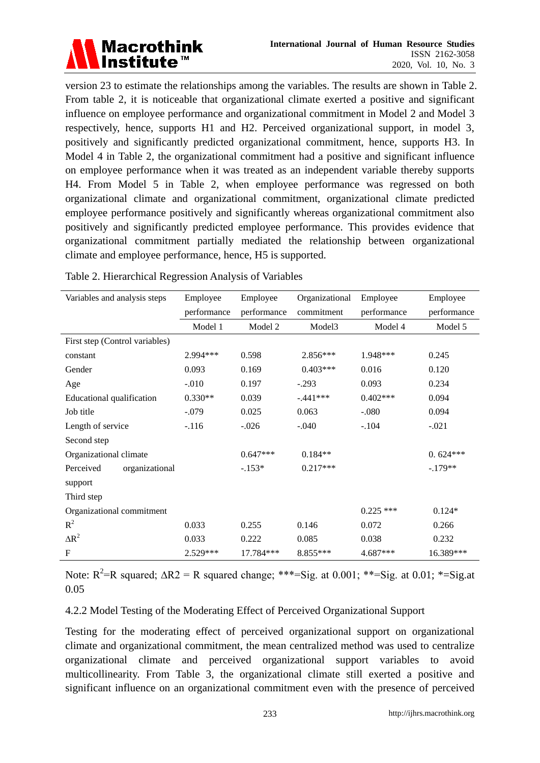version 23 to estimate the relationships among the variables. The results are shown in Table 2. From table 2, it is noticeable that organizational climate exerted a positive and significant influence on employee performance and organizational commitment in Model 2 and Model 3 respectively, hence, supports H1 and H2. Perceived organizational support, in model 3, positively and significantly predicted organizational commitment, hence, supports H3. In Model 4 in Table 2, the organizational commitment had a positive and significant influence on employee performance when it was treated as an independent variable thereby supports H4. From Model 5 in Table 2, when employee performance was regressed on both organizational climate and organizational commitment, organizational climate predicted employee performance positively and significantly whereas organizational commitment also positively and significantly predicted employee performance. This provides evidence that organizational commitment partially mediated the relationship between organizational climate and employee performance, hence, H5 is supported.

Table 2. Hierarchical Regression Analysis of Variables

| Variables and analysis steps | Employee performance | Employee performance | Organizational commitment | Employee performance | Employee performance |
|---|---|---|---|---|---|
| | Model 1 | Model 2 | Model3 | Model 4 | Model 5 |
| First step (Control variables) | | | | | |
| constant | 2.994*** | 0.598 | 2.856*** | 1.948*** | 0.245 |
| Gender | 0.093 | 0.169 | 0.403*** | 0.016 | 0.120 |
| Age | -.010 | 0.197 | -.293 | 0.093 | 0.234 |
| Educational qualification | 0.330** | 0.039 | -.441*** | 0.402*** | 0.094 |
| Job title | -.079 | 0.025 | 0.063 | -.080 | 0.094 |
| Length of service | -.116 | -.026 | -.040 | -.104 | -.021 |
| Second step | | | | | |
| Organizational climate | | 0.647*** | 0.184** | | 0. 624*** |
| Perceived organizational support | | -.153* | 0.217*** | | -.179** |
| Third step | | | | | |
| Organizational commitment | | | | 0.225 *** | 0.124* |
| $R^2$ | 0.033 | 0.255 | 0.146 | 0.072 | 0.266 |
| $\Delta R^2$ | 0.033 | 0.222 | 0.085 | 0.038 | 0.232 |
| F | 2.529*** | 17.784*** | 8.855*** | 4.687*** | 16.389*** |

Note: $R^2$=R squared; ΔR2 = R squared change; ***=Sig. at 0.001; **=Sig. at 0.01; *=Sig.at 0.05

4.2.2 Model Testing of the Moderating Effect of Perceived Organizational Support

Testing for the moderating effect of perceived organizational support on organizational climate and organizational commitment, the mean centralized method was used to centralize organizational climate and perceived organizational support variables to avoid multicollinearity. From Table 3, the organizational climate still exerted a positive and significant influence on an organizational commitment even with the presence of perceived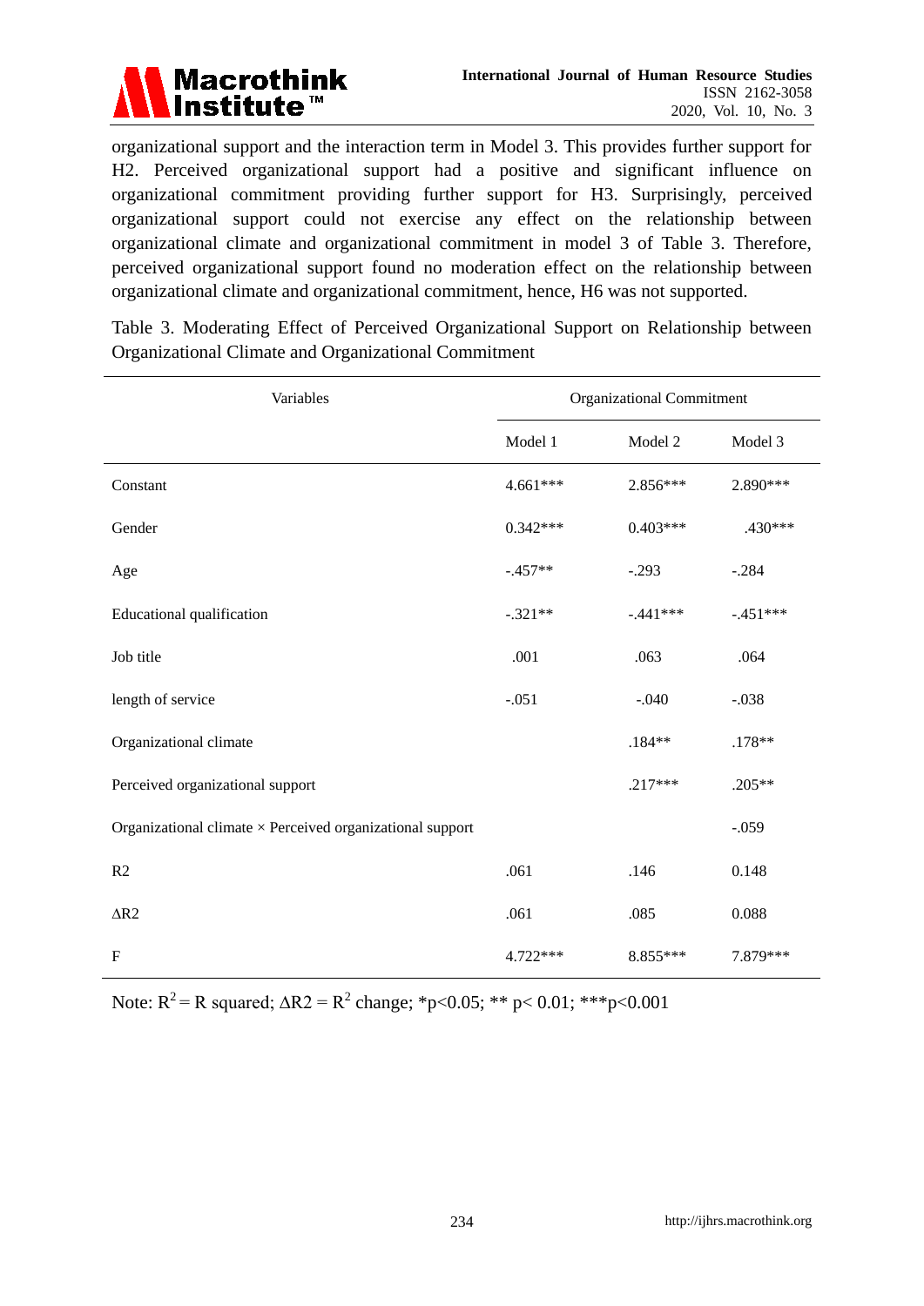organizational support and the interaction term in Model 3. This provides further support for H2. Perceived organizational support had a positive and significant influence on organizational commitment providing further support for H3. Surprisingly, perceived organizational support could not exercise any effect on the relationship between organizational climate and organizational commitment in model 3 of Table 3. Therefore, perceived organizational support found no moderation effect on the relationship between organizational climate and organizational commitment, hence, H6 was not supported.

Table 3. Moderating Effect of Perceived Organizational Support on Relationship between Organizational Climate and Organizational Commitment

| Variables | Organizational Commitment | | |
|---|---|---|---|
| | Model 1 | Model 2 | Model 3 |
| Constant | 4.661*** | 2.856*** | 2.890*** |
| Gender | 0.342*** | 0.403*** | .430*** |
| Age | -.457** | -.293 | -.284 |
| Educational qualification | -.321** | -.441*** | -.451*** |
| Job title | .001 | .063 | .064 |
| length of service | -.051 | -.040 | -.038 |
| Organizational climate | | .184** | .178** |
| Perceived organizational support | | .217*** | .205** |
| Organizational climate × Perceived organizational support | | | -.059 |
| R2 | .061 | .146 | 0.148 |
| ΔR2 | .061 | .085 | 0.088 |
| F | 4.722*** | 8.855*** | 7.879*** |

Note: $R^2$ = R squared; ΔR2 = $R^2$ change; *p<0.05; ** p< 0.01; ***p<0.001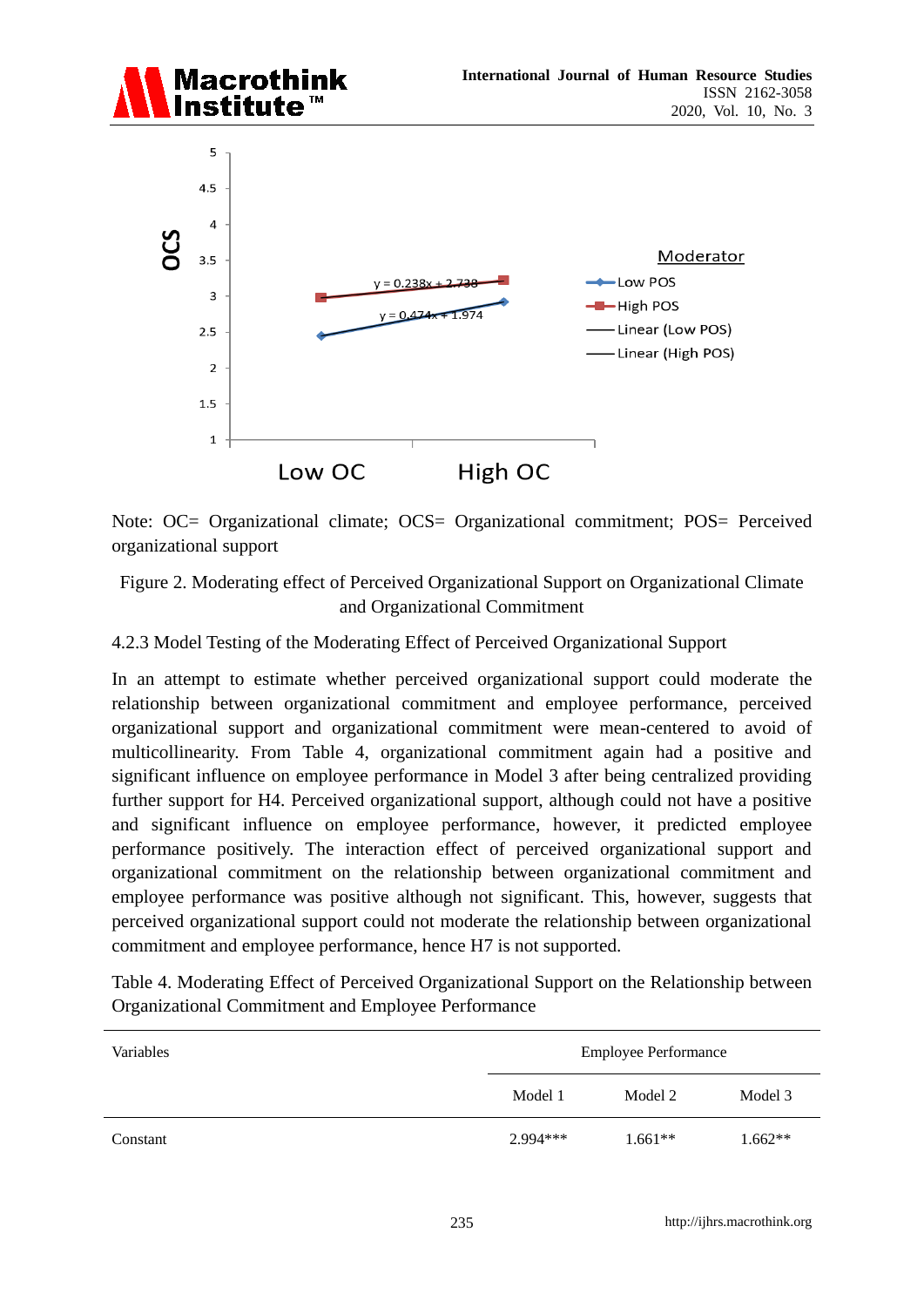Note: OC= Organizational climate; OCS= Organizational commitment; POS= Perceived organizational support

Figure 2. Moderating effect of Perceived Organizational Support on Organizational Climate and Organizational Commitment

4.2.3 Model Testing of the Moderating Effect of Perceived Organizational Support

In an attempt to estimate whether perceived organizational support could moderate the relationship between organizational commitment and employee performance, perceived organizational support and organizational commitment were mean-centered to avoid of multicollinearity. From Table 4, organizational commitment again had a positive and significant influence on employee performance in Model 3 after being centralized providing further support for H4. Perceived organizational support, although could not have a positive and significant influence on employee performance, however, it predicted employee performance positively. The interaction effect of perceived organizational support and organizational commitment on the relationship between organizational commitment and employee performance was positive although not significant. This, however, suggests that perceived organizational support could not moderate the relationship between organizational commitment and employee performance, hence H7 is not supported.

Table 4. Moderating Effect of Perceived Organizational Support on the Relationship between Organizational Commitment and Employee Performance

| Variables | Employee Performance | | |
|---|---|---|---|
| | Model 1 | Model 2 | Model 3 |
| Constant | 2.994*** | 1.661** | 1.662** |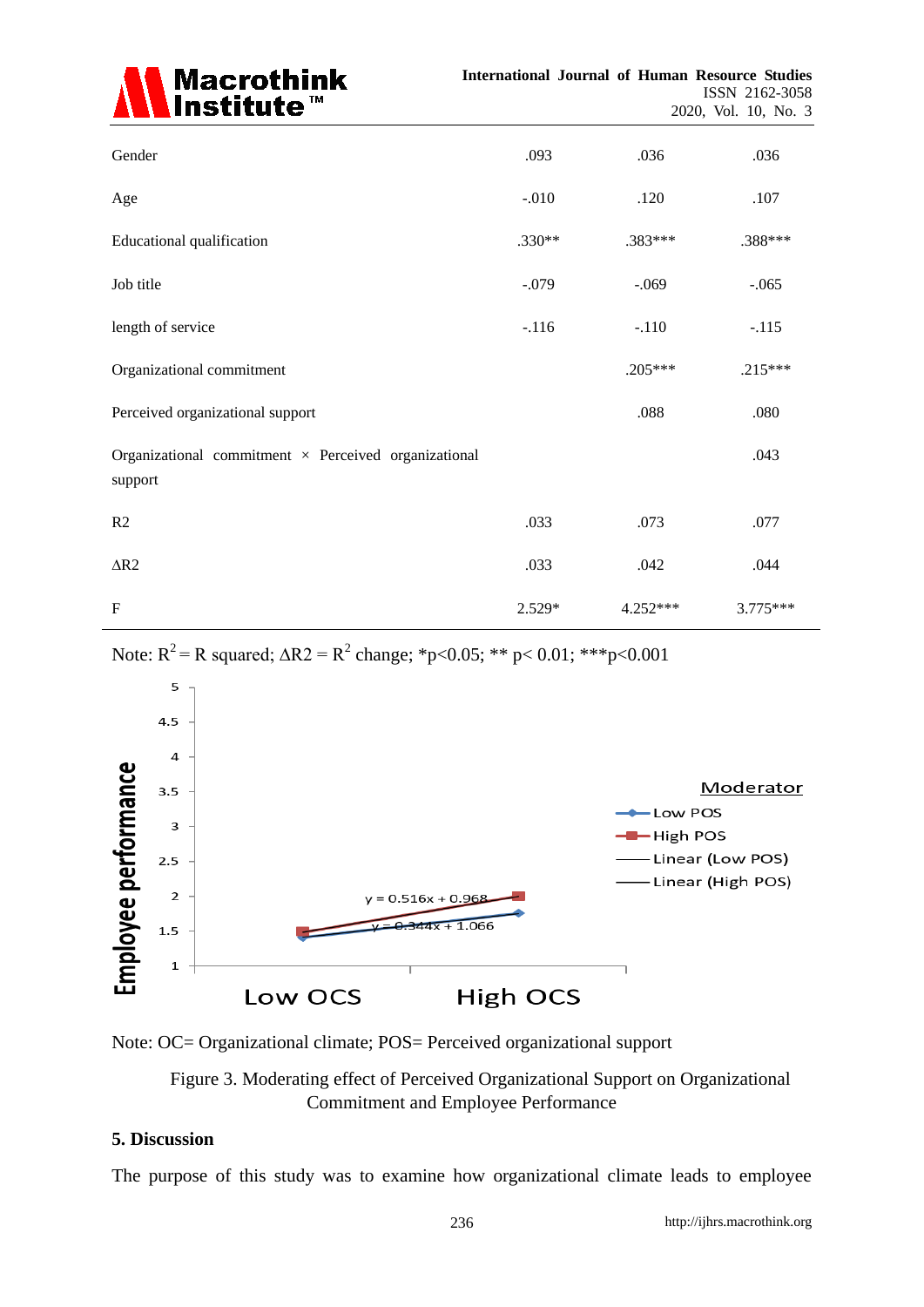| | | | |
|---|---|---|---|
| Gender | .093 | .036 | .036 |
| Age | -.010 | .120 | .107 |
| Educational qualification | .330** | .383*** | .388*** |
| Job title | -.079 | -.069 | -.065 |
| length of service | -.116 | -.110 | -.115 |
| Organizational commitment | | .205*** | .215*** |
| Perceived organizational support | | .088 | .080 |
| Organizational commitment × Perceived organizational support | | | .043 |
| R2 | .033 | .073 | .077 |
| ΔR2 | .033 | .042 | .044 |
| F | 2.529* | 4.252*** | 3.775*** |

Note: $R^2$ = R squared; ΔR2 = $R^2$ change; *p<0.05; ** p< 0.01; ***p<0.001

Note: OC= Organizational climate; POS= Perceived organizational support

Figure 3. Moderating effect of Perceived Organizational Support on Organizational Commitment and Employee Performance

## 5. Discussion

The purpose of this study was to examine how organizational climate leads to employee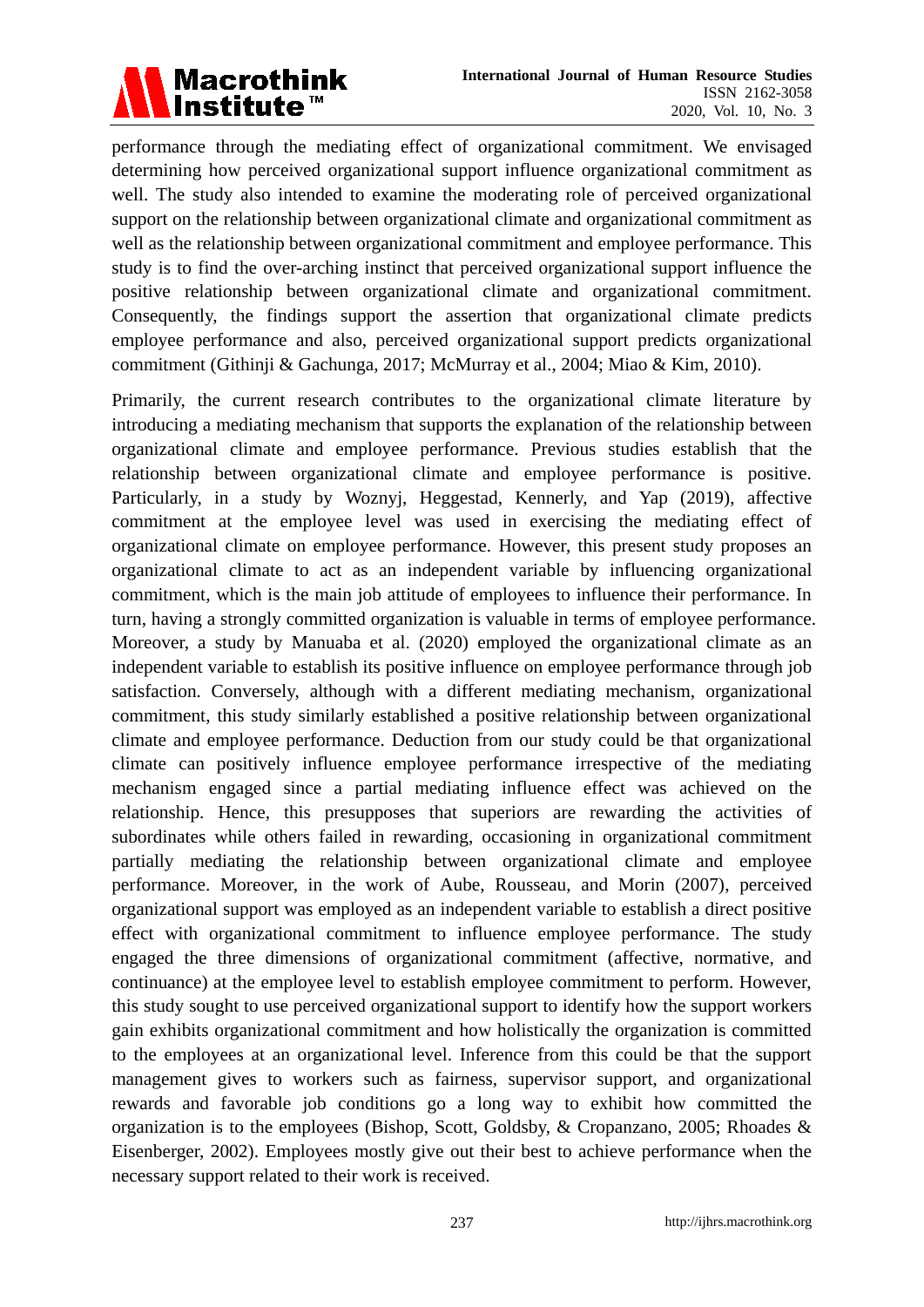performance through the mediating effect of organizational commitment. We envisaged determining how perceived organizational support influence organizational commitment as well. The study also intended to examine the moderating role of perceived organizational support on the relationship between organizational climate and organizational commitment as well as the relationship between organizational commitment and employee performance. This study is to find the over-arching instinct that perceived organizational support influence the positive relationship between organizational climate and organizational commitment. Consequently, the findings support the assertion that organizational climate predicts employee performance and also, perceived organizational support predicts organizational commitment (Githinji & Gachunga, 2017; McMurray et al., 2004; Miao & Kim, 2010).

Primarily, the current research contributes to the organizational climate literature by introducing a mediating mechanism that supports the explanation of the relationship between organizational climate and employee performance. Previous studies establish that the relationship between organizational climate and employee performance is positive. Particularly, in a study by Woznyj, Heggestad, Kennerly, and Yap (2019), affective commitment at the employee level was used in exercising the mediating effect of organizational climate on employee performance. However, this present study proposes an organizational climate to act as an independent variable by influencing organizational commitment, which is the main job attitude of employees to influence their performance. In turn, having a strongly committed organization is valuable in terms of employee performance. Moreover, a study by Manuaba et al. (2020) employed the organizational climate as an independent variable to establish its positive influence on employee performance through job satisfaction. Conversely, although with a different mediating mechanism, organizational commitment, this study similarly established a positive relationship between organizational climate and employee performance. Deduction from our study could be that organizational climate can positively influence employee performance irrespective of the mediating mechanism engaged since a partial mediating influence effect was achieved on the relationship. Hence, this presupposes that superiors are rewarding the activities of subordinates while others failed in rewarding, occasioning in organizational commitment partially mediating the relationship between organizational climate and employee performance. Moreover, in the work of Aube, Rousseau, and Morin (2007), perceived organizational support was employed as an independent variable to establish a direct positive effect with organizational commitment to influence employee performance. The study engaged the three dimensions of organizational commitment (affective, normative, and continuance) at the employee level to establish employee commitment to perform. However, this study sought to use perceived organizational support to identify how the support workers gain exhibits organizational commitment and how holistically the organization is committed to the employees at an organizational level. Inference from this could be that the support management gives to workers such as fairness, supervisor support, and organizational rewards and favorable job conditions go a long way to exhibit how committed the organization is to the employees (Bishop, Scott, Goldsby, & Cropanzano, 2005; Rhoades & Eisenberger, 2002). Employees mostly give out their best to achieve performance when the necessary support related to their work is received.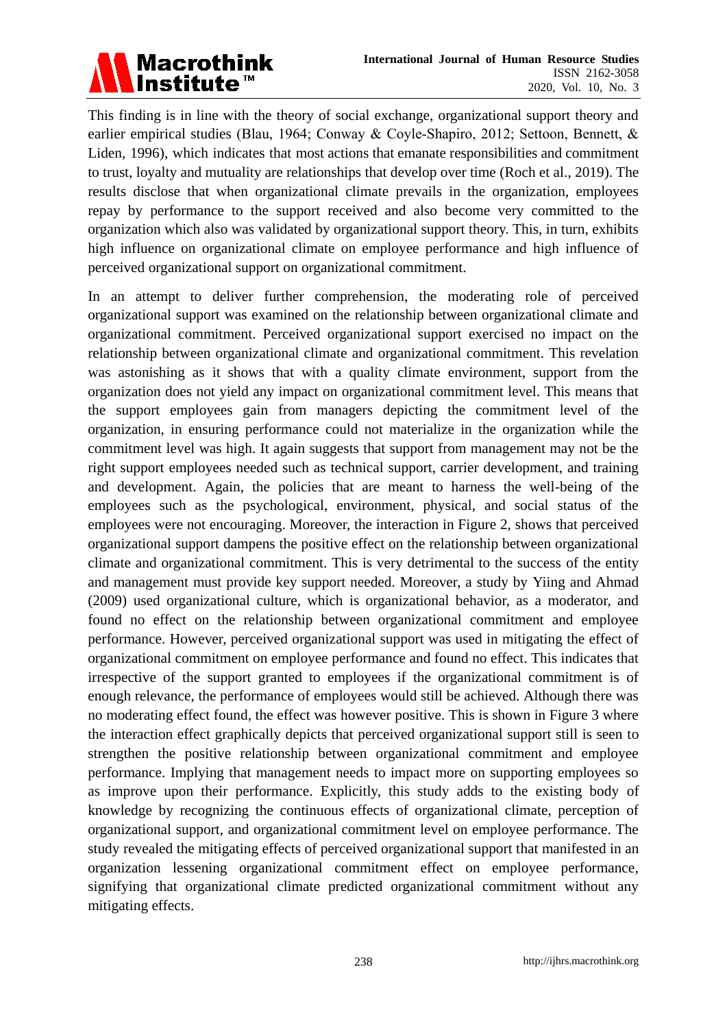This finding is in line with the theory of social exchange, organizational support theory and earlier empirical studies (Blau, 1964; Conway & Coyle-Shapiro, 2012; Settoon, Bennett, & Liden, 1996), which indicates that most actions that emanate responsibilities and commitment to trust, loyalty and mutuality are relationships that develop over time (Roch et al., 2019). The results disclose that when organizational climate prevails in the organization, employees repay by performance to the support received and also become very committed to the organization which also was validated by organizational support theory. This, in turn, exhibits high influence on organizational climate on employee performance and high influence of perceived organizational support on organizational commitment.

In an attempt to deliver further comprehension, the moderating role of perceived organizational support was examined on the relationship between organizational climate and organizational commitment. Perceived organizational support exercised no impact on the relationship between organizational climate and organizational commitment. This revelation was astonishing as it shows that with a quality climate environment, support from the organization does not yield any impact on organizational commitment level. This means that the support employees gain from managers depicting the commitment level of the organization, in ensuring performance could not materialize in the organization while the commitment level was high. It again suggests that support from management may not be the right support employees needed such as technical support, carrier development, and training and development. Again, the policies that are meant to harness the well-being of the employees such as the psychological, environment, physical, and social status of the employees were not encouraging. Moreover, the interaction in Figure 2, shows that perceived organizational support dampens the positive effect on the relationship between organizational climate and organizational commitment. This is very detrimental to the success of the entity and management must provide key support needed. Moreover, a study by Yiing and Ahmad (2009) used organizational culture, which is organizational behavior, as a moderator, and found no effect on the relationship between organizational commitment and employee performance. However, perceived organizational support was used in mitigating the effect of organizational commitment on employee performance and found no effect. This indicates that irrespective of the support granted to employees if the organizational commitment is of enough relevance, the performance of employees would still be achieved. Although there was no moderating effect found, the effect was however positive. This is shown in Figure 3 where the interaction effect graphically depicts that perceived organizational support still is seen to strengthen the positive relationship between organizational commitment and employee performance. Implying that management needs to impact more on supporting employees so as improve upon their performance. Explicitly, this study adds to the existing body of knowledge by recognizing the continuous effects of organizational climate, perception of organizational support, and organizational commitment level on employee performance. The study revealed the mitigating effects of perceived organizational support that manifested in an organization lessening organizational commitment effect on employee performance, signifying that organizational climate predicted organizational commitment without any mitigating effects.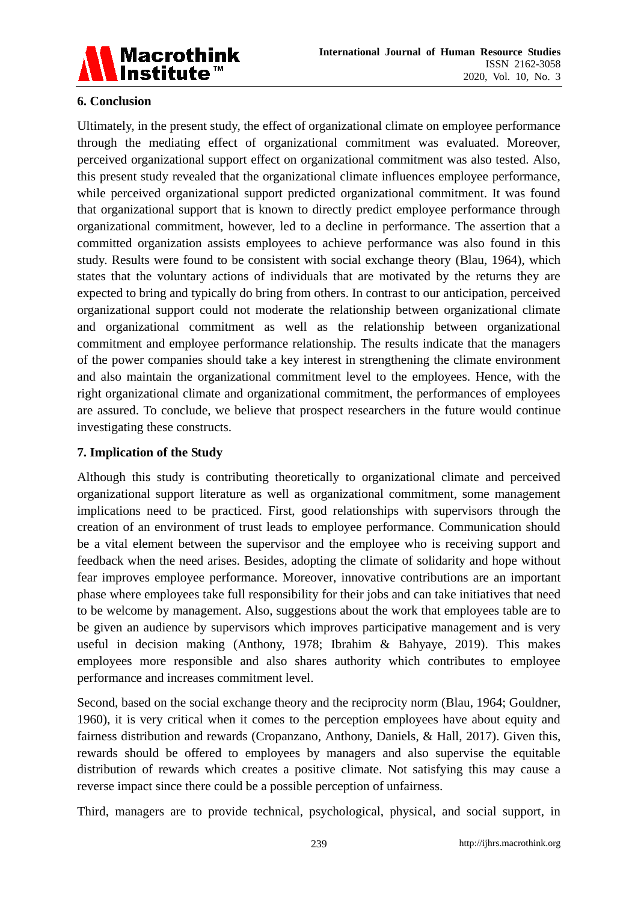## 6. Conclusion

Ultimately, in the present study, the effect of organizational climate on employee performance through the mediating effect of organizational commitment was evaluated. Moreover, perceived organizational support effect on organizational commitment was also tested. Also, this present study revealed that the organizational climate influences employee performance, while perceived organizational support predicted organizational commitment. It was found that organizational support that is known to directly predict employee performance through organizational commitment, however, led to a decline in performance. The assertion that a committed organization assists employees to achieve performance was also found in this study. Results were found to be consistent with social exchange theory (Blau, 1964), which states that the voluntary actions of individuals that are motivated by the returns they are expected to bring and typically do bring from others. In contrast to our anticipation, perceived organizational support could not moderate the relationship between organizational climate and organizational commitment as well as the relationship between organizational commitment and employee performance relationship. The results indicate that the managers of the power companies should take a key interest in strengthening the climate environment and also maintain the organizational commitment level to the employees. Hence, with the right organizational climate and organizational commitment, the performances of employees are assured. To conclude, we believe that prospect researchers in the future would continue investigating these constructs.

## 7. Implication of the Study

Although this study is contributing theoretically to organizational climate and perceived organizational support literature as well as organizational commitment, some management implications need to be practiced. First, good relationships with supervisors through the creation of an environment of trust leads to employee performance. Communication should be a vital element between the supervisor and the employee who is receiving support and feedback when the need arises. Besides, adopting the climate of solidarity and hope without fear improves employee performance. Moreover, innovative contributions are an important phase where employees take full responsibility for their jobs and can take initiatives that need to be welcome by management. Also, suggestions about the work that employees table are to be given an audience by supervisors which improves participative management and is very useful in decision making (Anthony, 1978; Ibrahim & Bahyaye, 2019). This makes employees more responsible and also shares authority which contributes to employee performance and increases commitment level.

Second, based on the social exchange theory and the reciprocity norm (Blau, 1964; Gouldner, 1960), it is very critical when it comes to the perception employees have about equity and fairness distribution and rewards (Cropanzano, Anthony, Daniels, & Hall, 2017). Given this, rewards should be offered to employees by managers and also supervise the equitable distribution of rewards which creates a positive climate. Not satisfying this may cause a reverse impact since there could be a possible perception of unfairness.

Third, managers are to provide technical, psychological, physical, and social support, in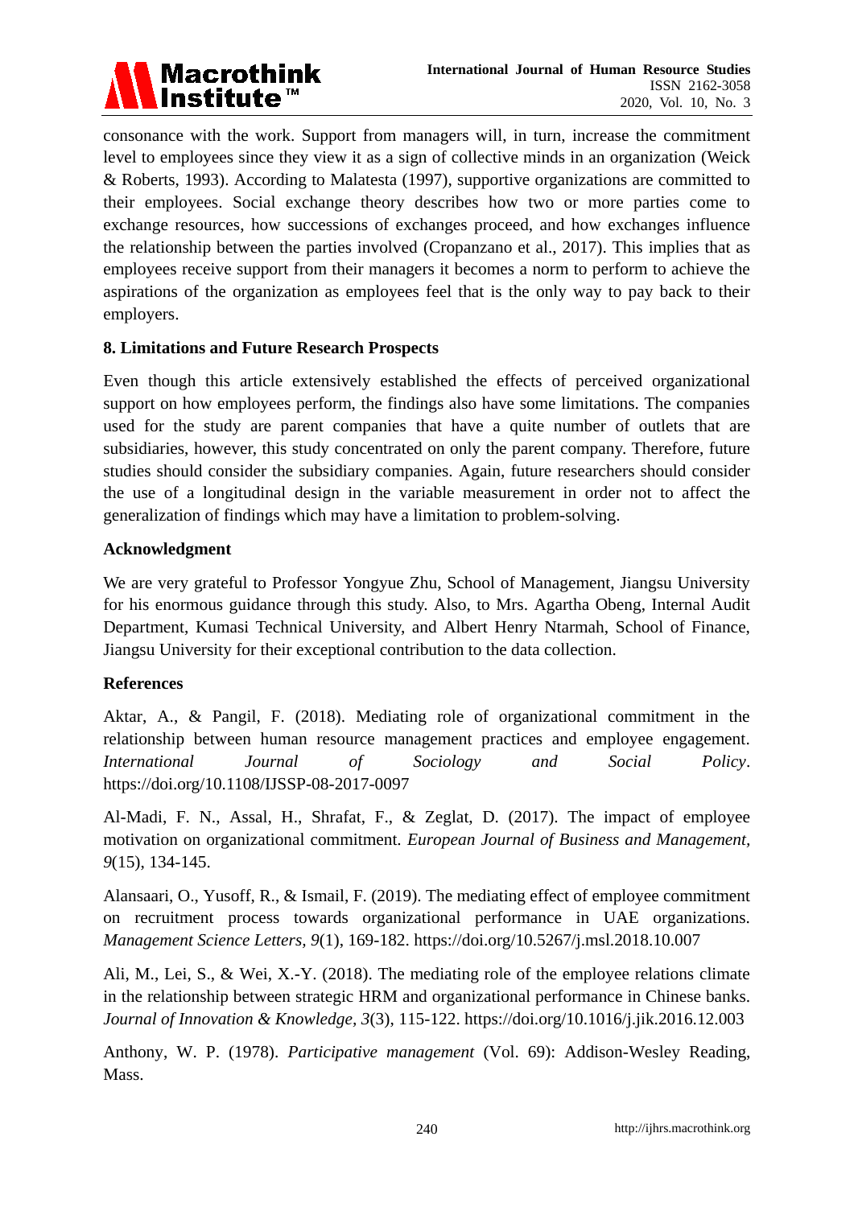consonance with the work. Support from managers will, in turn, increase the commitment level to employees since they view it as a sign of collective minds in an organization (Weick & Roberts, 1993). According to Malatesta (1997), supportive organizations are committed to their employees. Social exchange theory describes how two or more parties come to exchange resources, how successions of exchanges proceed, and how exchanges influence the relationship between the parties involved (Cropanzano et al., 2017). This implies that as employees receive support from their managers it becomes a norm to perform to achieve the aspirations of the organization as employees feel that is the only way to pay back to their employers.

## 8. Limitations and Future Research Prospects

Even though this article extensively established the effects of perceived organizational support on how employees perform, the findings also have some limitations. The companies used for the study are parent companies that have a quite number of outlets that are subsidiaries, however, this study concentrated on only the parent company. Therefore, future studies should consider the subsidiary companies. Again, future researchers should consider the use of a longitudinal design in the variable measurement in order not to affect the generalization of findings which may have a limitation to problem-solving.

## Acknowledgment

We are very grateful to Professor Yongyue Zhu, School of Management, Jiangsu University for his enormous guidance through this study. Also, to Mrs. Agartha Obeng, Internal Audit Department, Kumasi Technical University, and Albert Henry Ntarmah, School of Finance, Jiangsu University for their exceptional contribution to the data collection.

## References

Aktar, A., & Pangil, F. (2018). Mediating role of organizational commitment in the relationship between human resource management practices and employee engagement. *International Journal of Sociology and Social Policy*. https://doi.org/10.1108/IJSSP-08-2017-0097

Al-Madi, F. N., Assal, H., Shrafat, F., & Zeglat, D. (2017). The impact of employee motivation on organizational commitment. *European Journal of Business and Management, 9*(15), 134-145.

Alansaari, O., Yusoff, R., & Ismail, F. (2019). The mediating effect of employee commitment on recruitment process towards organizational performance in UAE organizations. *Management Science Letters, 9*(1), 169-182. https://doi.org/10.5267/j.msl.2018.10.007

Ali, M., Lei, S., & Wei, X.-Y. (2018). The mediating role of the employee relations climate in the relationship between strategic HRM and organizational performance in Chinese banks. *Journal of Innovation & Knowledge, 3*(3), 115-122. https://doi.org/10.1016/j.jik.2016.12.003

Anthony, W. P. (1978). *Participative management* (Vol. 69): Addison-Wesley Reading, Mass.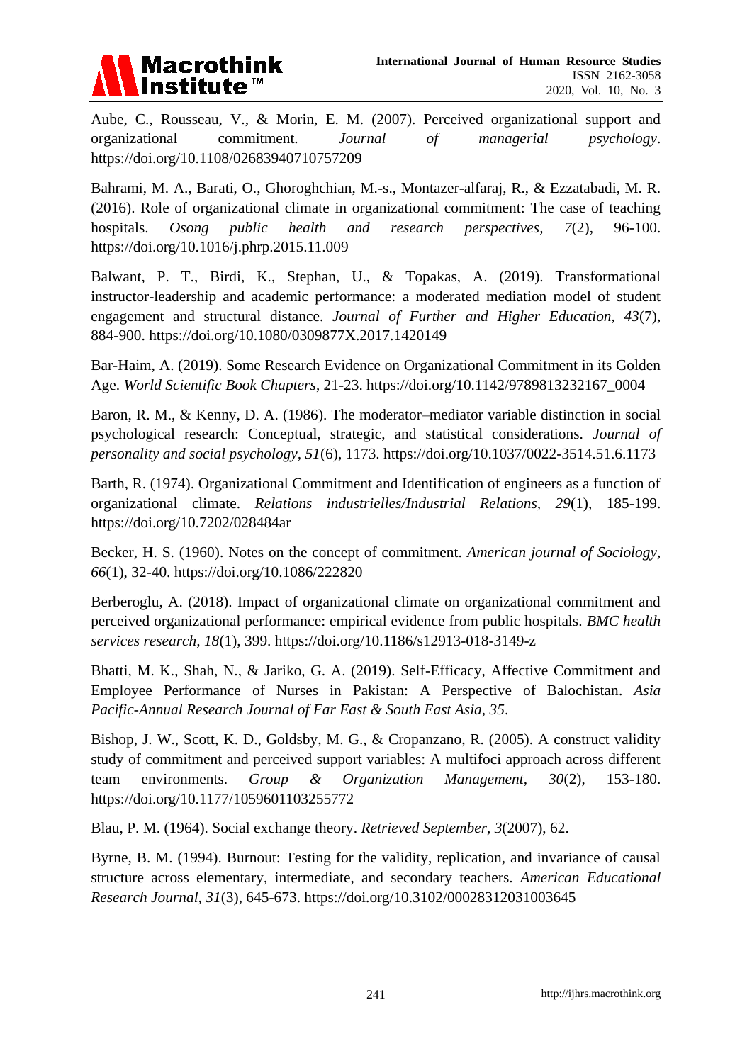Aube, C., Rousseau, V., & Morin, E. M. (2007). Perceived organizational support and organizational commitment. *Journal of managerial psychology*. https://doi.org/10.1108/02683940710757209

Bahrami, M. A., Barati, O., Ghoroghchian, M.-s., Montazer-alfaraj, R., & Ezzatabadi, M. R. (2016). Role of organizational climate in organizational commitment: The case of teaching hospitals. *Osong public health and research perspectives, 7*(2), 96-100. https://doi.org/10.1016/j.phrp.2015.11.009

Balwant, P. T., Birdi, K., Stephan, U., & Topakas, A. (2019). Transformational instructor-leadership and academic performance: a moderated mediation model of student engagement and structural distance. *Journal of Further and Higher Education, 43*(7), 884-900. https://doi.org/10.1080/0309877X.2017.1420149

Bar-Haim, A. (2019). Some Research Evidence on Organizational Commitment in its Golden Age. *World Scientific Book Chapters*, 21-23. https://doi.org/10.1142/9789813232167_0004

Baron, R. M., & Kenny, D. A. (1986). The moderator–mediator variable distinction in social psychological research: Conceptual, strategic, and statistical considerations. *Journal of personality and social psychology, 51*(6), 1173. https://doi.org/10.1037/0022-3514.51.6.1173

Barth, R. (1974). Organizational Commitment and Identification of engineers as a function of organizational climate. *Relations industrielles/Industrial Relations, 29*(1), 185-199. https://doi.org/10.7202/028484ar

Becker, H. S. (1960). Notes on the concept of commitment. *American journal of Sociology, 66*(1), 32-40. https://doi.org/10.1086/222820

Berberoglu, A. (2018). Impact of organizational climate on organizational commitment and perceived organizational performance: empirical evidence from public hospitals. *BMC health services research, 18*(1), 399. https://doi.org/10.1186/s12913-018-3149-z

Bhatti, M. K., Shah, N., & Jariko, G. A. (2019). Self-Efficacy, Affective Commitment and Employee Performance of Nurses in Pakistan: A Perspective of Balochistan. *Asia Pacific-Annual Research Journal of Far East & South East Asia, 35*.

Bishop, J. W., Scott, K. D., Goldsby, M. G., & Cropanzano, R. (2005). A construct validity study of commitment and perceived support variables: A multifoci approach across different team environments. *Group & Organization Management, 30*(2), 153-180. https://doi.org/10.1177/1059601103255772

Blau, P. M. (1964). Social exchange theory. *Retrieved September, 3*(2007), 62.

Byrne, B. M. (1994). Burnout: Testing for the validity, replication, and invariance of causal structure across elementary, intermediate, and secondary teachers. *American Educational Research Journal, 31*(3), 645-673. https://doi.org/10.3102/00028312031003645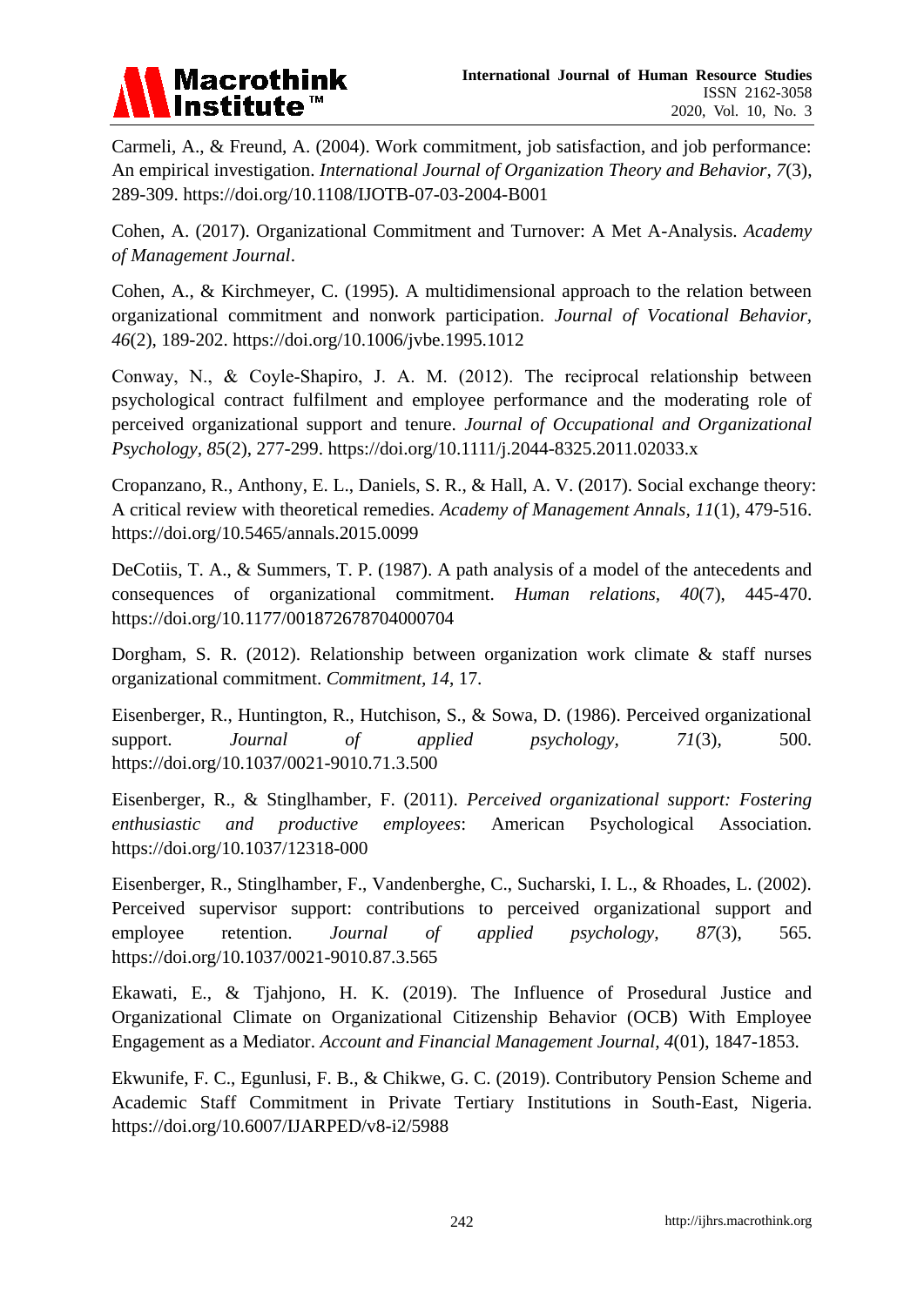Carmeli, A., & Freund, A. (2004). Work commitment, job satisfaction, and job performance: An empirical investigation. *International Journal of Organization Theory and Behavior*, *7*(3), 289-309. https://doi.org/10.1108/IJOTB-07-03-2004-B001

Cohen, A. (2017). Organizational Commitment and Turnover: A Met A-Analysis. *Academy of Management Journal*.

Cohen, A., & Kirchmeyer, C. (1995). A multidimensional approach to the relation between organizational commitment and nonwork participation. *Journal of Vocational Behavior*, *46*(2), 189-202. https://doi.org/10.1006/jvbe.1995.1012

Conway, N., & Coyle-Shapiro, J. A. M. (2012). The reciprocal relationship between psychological contract fulfilment and employee performance and the moderating role of perceived organizational support and tenure. *Journal of Occupational and Organizational Psychology*, *85*(2), 277-299. https://doi.org/10.1111/j.2044-8325.2011.02033.x

Cropanzano, R., Anthony, E. L., Daniels, S. R., & Hall, A. V. (2017). Social exchange theory: A critical review with theoretical remedies. *Academy of Management Annals*, *11*(1), 479-516. https://doi.org/10.5465/annals.2015.0099

DeCotiis, T. A., & Summers, T. P. (1987). A path analysis of a model of the antecedents and consequences of organizational commitment. *Human relations*, *40*(7), 445-470. https://doi.org/10.1177/001872678704000704

Dorgham, S. R. (2012). Relationship between organization work climate & staff nurses organizational commitment. *Commitment*, *14*, 17.

Eisenberger, R., Huntington, R., Hutchison, S., & Sowa, D. (1986). Perceived organizational support. *Journal of applied psychology*, *71*(3), 500. https://doi.org/10.1037/0021-9010.71.3.500

Eisenberger, R., & Stinglhamber, F. (2011). *Perceived organizational support: Fostering enthusiastic and productive employees*: American Psychological Association. https://doi.org/10.1037/12318-000

Eisenberger, R., Stinglhamber, F., Vandenberghe, C., Sucharski, I. L., & Rhoades, L. (2002). Perceived supervisor support: contributions to perceived organizational support and employee retention. *Journal of applied psychology*, *87*(3), 565. https://doi.org/10.1037/0021-9010.87.3.565

Ekawati, E., & Tjahjono, H. K. (2019). The Influence of Prosedural Justice and Organizational Climate on Organizational Citizenship Behavior (OCB) With Employee Engagement as a Mediator. *Account and Financial Management Journal*, *4*(01), 1847-1853.

Ekwunife, F. C., Egunlusi, F. B., & Chikwe, G. C. (2019). Contributory Pension Scheme and Academic Staff Commitment in Private Tertiary Institutions in South-East, Nigeria. https://doi.org/10.6007/IJARPED/v8-i2/5988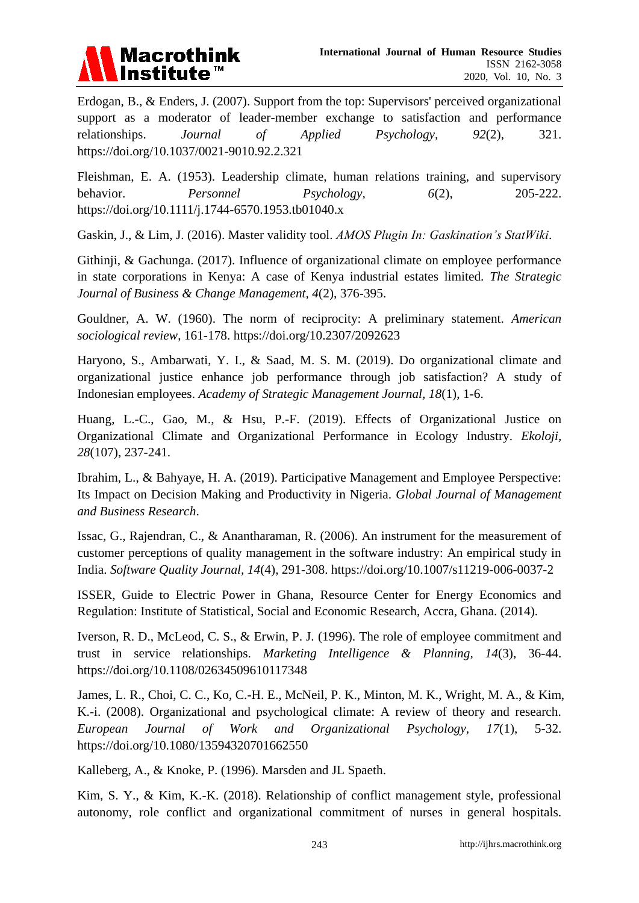Erdogan, B., & Enders, J. (2007). Support from the top: Supervisors' perceived organizational support as a moderator of leader-member exchange to satisfaction and performance relationships. *Journal of Applied Psychology, 92*(2), 321. https://doi.org/10.1037/0021-9010.92.2.321

Fleishman, E. A. (1953). Leadership climate, human relations training, and supervisory behavior. *Personnel Psychology, 6*(2), 205-222. https://doi.org/10.1111/j.1744-6570.1953.tb01040.x

Gaskin, J., & Lim, J. (2016). Master validity tool. *AMOS Plugin In: Gaskination's StatWiki*.

Githinji, & Gachunga. (2017). Influence of organizational climate on employee performance in state corporations in Kenya: A case of Kenya industrial estates limited. *The Strategic Journal of Business & Change Management, 4*(2), 376-395.

Gouldner, A. W. (1960). The norm of reciprocity: A preliminary statement. *American sociological review*, 161-178. https://doi.org/10.2307/2092623

Haryono, S., Ambarwati, Y. I., & Saad, M. S. M. (2019). Do organizational climate and organizational justice enhance job performance through job satisfaction? A study of Indonesian employees. *Academy of Strategic Management Journal, 18*(1), 1-6.

Huang, L.-C., Gao, M., & Hsu, P.-F. (2019). Effects of Organizational Justice on Organizational Climate and Organizational Performance in Ecology Industry. *Ekoloji, 28*(107), 237-241.

Ibrahim, L., & Bahyaye, H. A. (2019). Participative Management and Employee Perspective: Its Impact on Decision Making and Productivity in Nigeria. *Global Journal of Management and Business Research*.

Issac, G., Rajendran, C., & Anantharaman, R. (2006). An instrument for the measurement of customer perceptions of quality management in the software industry: An empirical study in India. *Software Quality Journal, 14*(4), 291-308. https://doi.org/10.1007/s11219-006-0037-2

ISSER, Guide to Electric Power in Ghana, Resource Center for Energy Economics and Regulation: Institute of Statistical, Social and Economic Research, Accra, Ghana. (2014).

Iverson, R. D., McLeod, C. S., & Erwin, P. J. (1996). The role of employee commitment and trust in service relationships. *Marketing Intelligence & Planning, 14*(3), 36-44. https://doi.org/10.1108/02634509610117348

James, L. R., Choi, C. C., Ko, C.-H. E., McNeil, P. K., Minton, M. K., Wright, M. A., & Kim, K.-i. (2008). Organizational and psychological climate: A review of theory and research. *European Journal of Work and Organizational Psychology, 17*(1), 5-32. https://doi.org/10.1080/13594320701662550

Kalleberg, A., & Knoke, P. (1996). Marsden and JL Spaeth.

Kim, S. Y., & Kim, K.-K. (2018). Relationship of conflict management style, professional autonomy, role conflict and organizational commitment of nurses in general hospitals.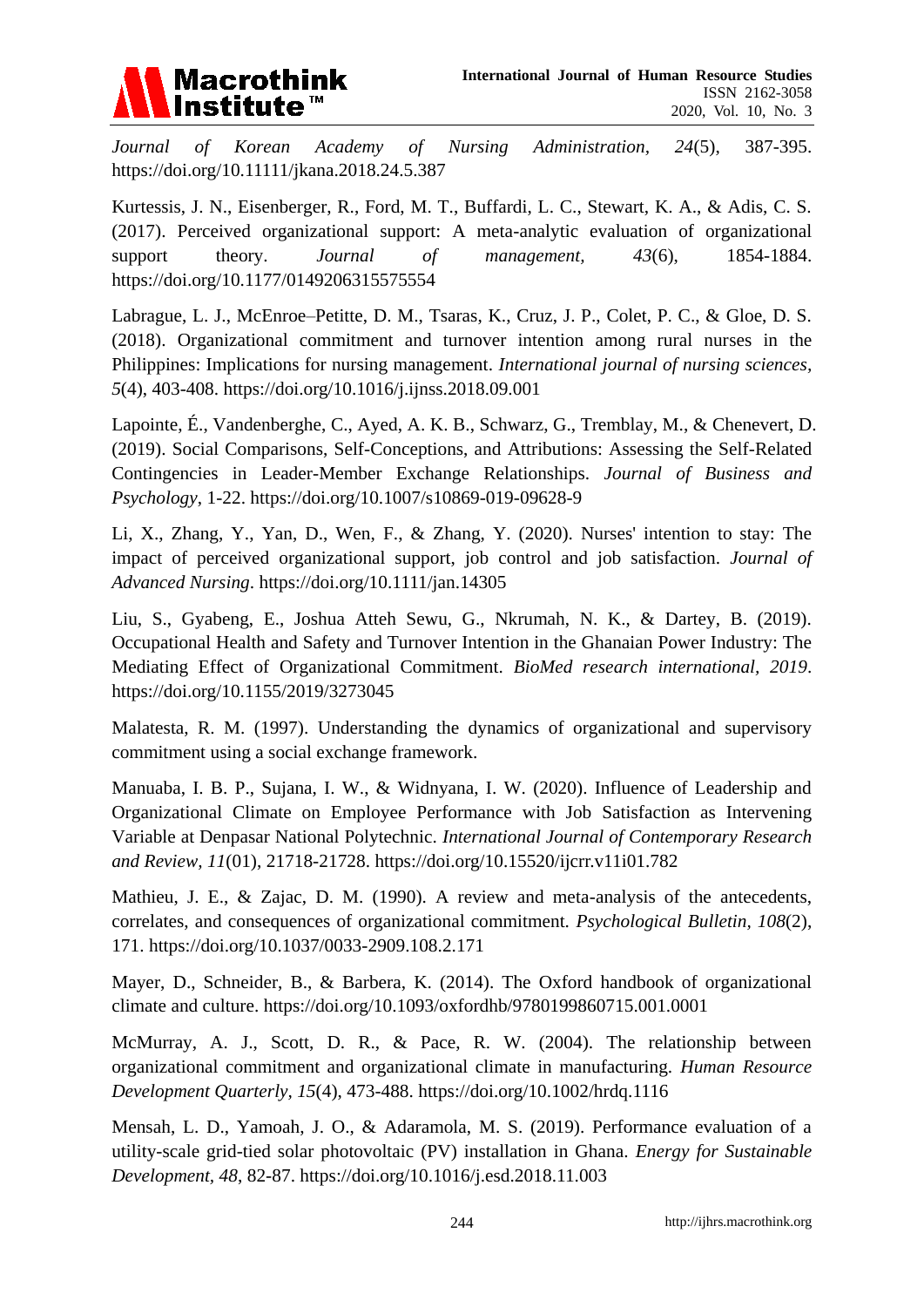*Journal of Korean Academy of Nursing Administration, 24*(5), 387-395. https://doi.org/10.11111/jkana.2018.24.5.387

Kurtessis, J. N., Eisenberger, R., Ford, M. T., Buffardi, L. C., Stewart, K. A., & Adis, C. S. (2017). Perceived organizational support: A meta-analytic evaluation of organizational support theory. *Journal of management, 43*(6), 1854-1884. https://doi.org/10.1177/0149206315575554

Labrague, L. J., McEnroe–Petitte, D. M., Tsaras, K., Cruz, J. P., Colet, P. C., & Gloe, D. S. (2018). Organizational commitment and turnover intention among rural nurses in the Philippines: Implications for nursing management. *International journal of nursing sciences, 5*(4), 403-408. https://doi.org/10.1016/j.ijnss.2018.09.001

Lapointe, É., Vandenberghe, C., Ayed, A. K. B., Schwarz, G., Tremblay, M., & Chenevert, D. (2019). Social Comparisons, Self-Conceptions, and Attributions: Assessing the Self-Related Contingencies in Leader-Member Exchange Relationships. *Journal of Business and Psychology*, 1-22. https://doi.org/10.1007/s10869-019-09628-9

Li, X., Zhang, Y., Yan, D., Wen, F., & Zhang, Y. (2020). Nurses' intention to stay: The impact of perceived organizational support, job control and job satisfaction. *Journal of Advanced Nursing*. https://doi.org/10.1111/jan.14305

Liu, S., Gyabeng, E., Joshua Atteh Sewu, G., Nkrumah, N. K., & Dartey, B. (2019). Occupational Health and Safety and Turnover Intention in the Ghanaian Power Industry: The Mediating Effect of Organizational Commitment. *BioMed research international, 2019*. https://doi.org/10.1155/2019/3273045

Malatesta, R. M. (1997). Understanding the dynamics of organizational and supervisory commitment using a social exchange framework.

Manuaba, I. B. P., Sujana, I. W., & Widnyana, I. W. (2020). Influence of Leadership and Organizational Climate on Employee Performance with Job Satisfaction as Intervening Variable at Denpasar National Polytechnic. *International Journal of Contemporary Research and Review, 11*(01), 21718-21728. https://doi.org/10.15520/ijcrr.v11i01.782

Mathieu, J. E., & Zajac, D. M. (1990). A review and meta-analysis of the antecedents, correlates, and consequences of organizational commitment. *Psychological Bulletin, 108*(2), 171. https://doi.org/10.1037/0033-2909.108.2.171

Mayer, D., Schneider, B., & Barbera, K. (2014). The Oxford handbook of organizational climate and culture. https://doi.org/10.1093/oxfordhb/9780199860715.001.0001

McMurray, A. J., Scott, D. R., & Pace, R. W. (2004). The relationship between organizational commitment and organizational climate in manufacturing. *Human Resource Development Quarterly, 15*(4), 473-488. https://doi.org/10.1002/hrdq.1116

Mensah, L. D., Yamoah, J. O., & Adaramola, M. S. (2019). Performance evaluation of a utility-scale grid-tied solar photovoltaic (PV) installation in Ghana. *Energy for Sustainable Development, 48*, 82-87. https://doi.org/10.1016/j.esd.2018.11.003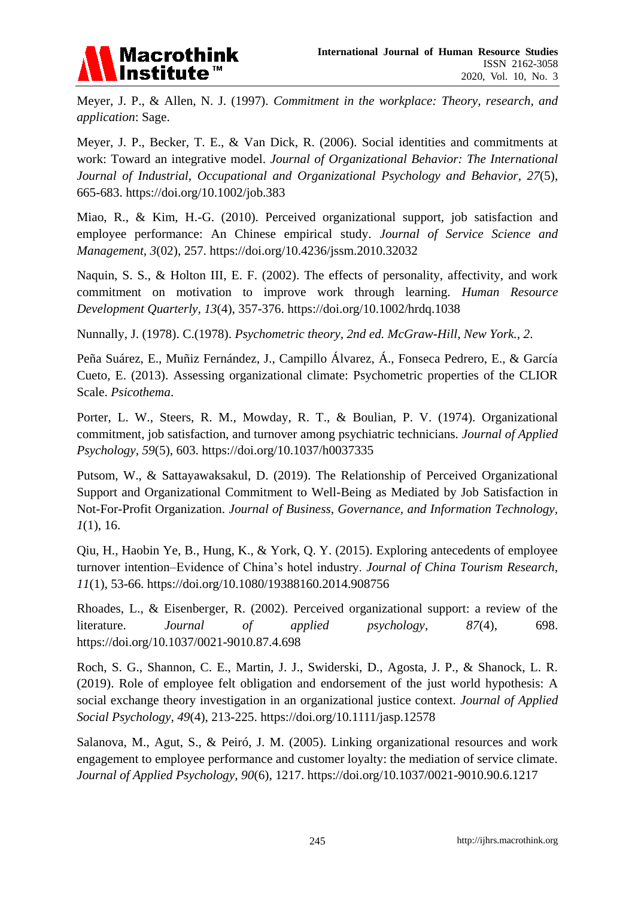Meyer, J. P., & Allen, N. J. (1997). *Commitment in the workplace: Theory, research, and application*: Sage.

Meyer, J. P., Becker, T. E., & Van Dick, R. (2006). Social identities and commitments at work: Toward an integrative model. *Journal of Organizational Behavior: The International Journal of Industrial, Occupational and Organizational Psychology and Behavior, 27*(5), 665-683. https://doi.org/10.1002/job.383

Miao, R., & Kim, H.-G. (2010). Perceived organizational support, job satisfaction and employee performance: An Chinese empirical study. *Journal of Service Science and Management, 3*(02), 257. https://doi.org/10.4236/jssm.2010.32032

Naquin, S. S., & Holton III, E. F. (2002). The effects of personality, affectivity, and work commitment on motivation to improve work through learning. *Human Resource Development Quarterly, 13*(4), 357-376. https://doi.org/10.1002/hrdq.1038

Nunnally, J. (1978). C.(1978). *Psychometric theory, 2nd ed. McGraw-Hill, New York., 2*.

Peña Suárez, E., Muñiz Fernández, J., Campillo Álvarez, Á., Fonseca Pedrero, E., & García Cueto, E. (2013). Assessing organizational climate: Psychometric properties of the CLIOR Scale. *Psicothema*.

Porter, L. W., Steers, R. M., Mowday, R. T., & Boulian, P. V. (1974). Organizational commitment, job satisfaction, and turnover among psychiatric technicians. *Journal of Applied Psychology, 59*(5), 603. https://doi.org/10.1037/h0037335

Putsom, W., & Sattayawaksakul, D. (2019). The Relationship of Perceived Organizational Support and Organizational Commitment to Well-Being as Mediated by Job Satisfaction in Not-For-Profit Organization. *Journal of Business, Governance, and Information Technology, 1*(1), 16.

Qiu, H., Haobin Ye, B., Hung, K., & York, Q. Y. (2015). Exploring antecedents of employee turnover intention–Evidence of China's hotel industry. *Journal of China Tourism Research, 11*(1), 53-66. https://doi.org/10.1080/19388160.2014.908756

Rhoades, L., & Eisenberger, R. (2002). Perceived organizational support: a review of the literature. *Journal of applied psychology, 87*(4), 698. https://doi.org/10.1037/0021-9010.87.4.698

Roch, S. G., Shannon, C. E., Martin, J. J., Swiderski, D., Agosta, J. P., & Shanock, L. R. (2019). Role of employee felt obligation and endorsement of the just world hypothesis: A social exchange theory investigation in an organizational justice context. *Journal of Applied Social Psychology, 49*(4), 213-225. https://doi.org/10.1111/jasp.12578

Salanova, M., Agut, S., & Peiró, J. M. (2005). Linking organizational resources and work engagement to employee performance and customer loyalty: the mediation of service climate. *Journal of Applied Psychology, 90*(6), 1217. https://doi.org/10.1037/0021-9010.90.6.1217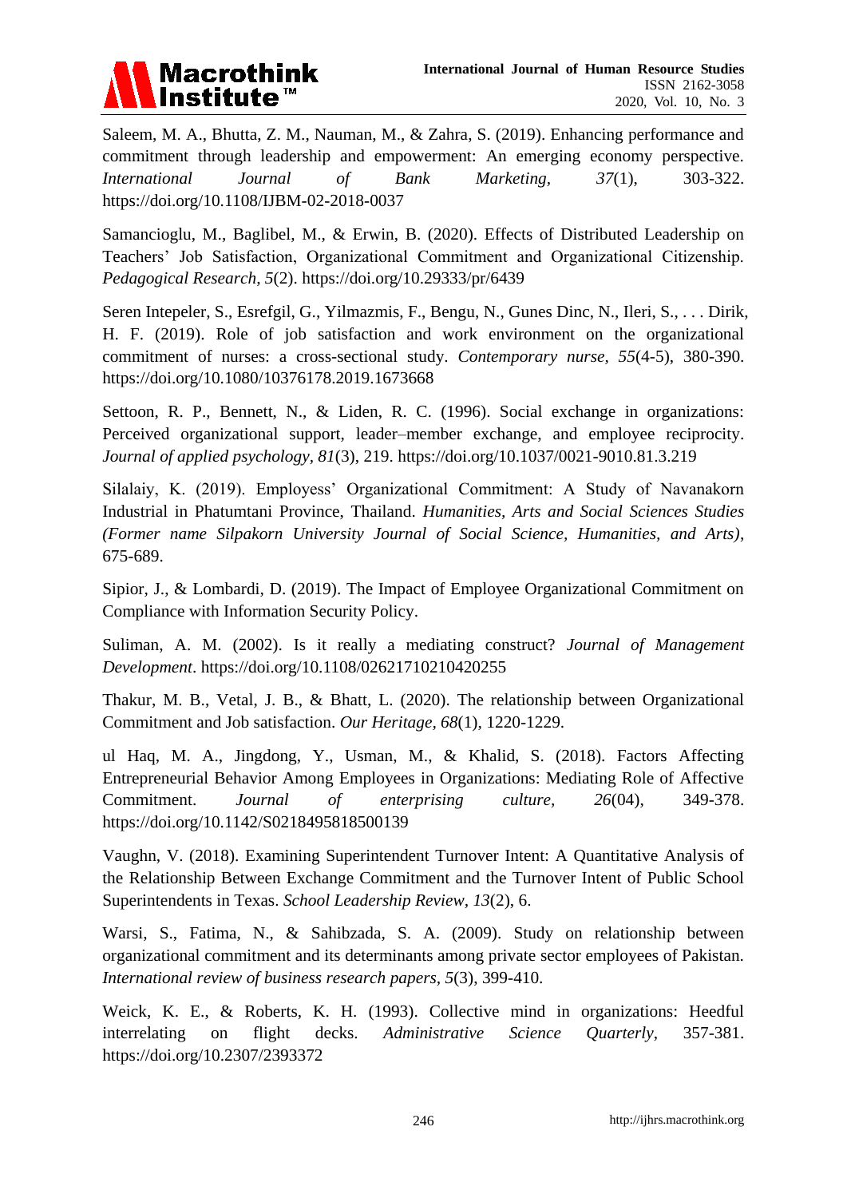Saleem, M. A., Bhutta, Z. M., Nauman, M., & Zahra, S. (2019). Enhancing performance and commitment through leadership and empowerment: An emerging economy perspective. *International Journal of Bank Marketing, 37*(1), 303-322. https://doi.org/10.1108/IJBM-02-2018-0037

Samancioglu, M., Baglibel, M., & Erwin, B. (2020). Effects of Distributed Leadership on Teachers' Job Satisfaction, Organizational Commitment and Organizational Citizenship. *Pedagogical Research, 5*(2). https://doi.org/10.29333/pr/6439

Seren Intepeler, S., Esrefgil, G., Yilmazmis, F., Bengu, N., Gunes Dinc, N., Ileri, S., . . . Dirik, H. F. (2019). Role of job satisfaction and work environment on the organizational commitment of nurses: a cross-sectional study. *Contemporary nurse, 55*(4-5), 380-390. https://doi.org/10.1080/10376178.2019.1673668

Settoon, R. P., Bennett, N., & Liden, R. C. (1996). Social exchange in organizations: Perceived organizational support, leader–member exchange, and employee reciprocity. *Journal of applied psychology, 81*(3), 219. https://doi.org/10.1037/0021-9010.81.3.219

Silalaiy, K. (2019). Employess' Organizational Commitment: A Study of Navanakorn Industrial in Phatumtani Province, Thailand. *Humanities, Arts and Social Sciences Studies (Former name Silpakorn University Journal of Social Science, Humanities, and Arts)*, 675-689.

Sipior, J., & Lombardi, D. (2019). The Impact of Employee Organizational Commitment on Compliance with Information Security Policy.

Suliman, A. M. (2002). Is it really a mediating construct? *Journal of Management Development*. https://doi.org/10.1108/02621710210420255

Thakur, M. B., Vetal, J. B., & Bhatt, L. (2020). The relationship between Organizational Commitment and Job satisfaction. *Our Heritage, 68*(1), 1220-1229.

ul Haq, M. A., Jingdong, Y., Usman, M., & Khalid, S. (2018). Factors Affecting Entrepreneurial Behavior Among Employees in Organizations: Mediating Role of Affective Commitment. *Journal of enterprising culture, 26*(04), 349-378. https://doi.org/10.1142/S0218495818500139

Vaughn, V. (2018). Examining Superintendent Turnover Intent: A Quantitative Analysis of the Relationship Between Exchange Commitment and the Turnover Intent of Public School Superintendents in Texas. *School Leadership Review, 13*(2), 6.

Warsi, S., Fatima, N., & Sahibzada, S. A. (2009). Study on relationship between organizational commitment and its determinants among private sector employees of Pakistan. *International review of business research papers, 5*(3), 399-410.

Weick, K. E., & Roberts, K. H. (1993). Collective mind in organizations: Heedful interrelating on flight decks. *Administrative Science Quarterly*, 357-381. https://doi.org/10.2307/2393372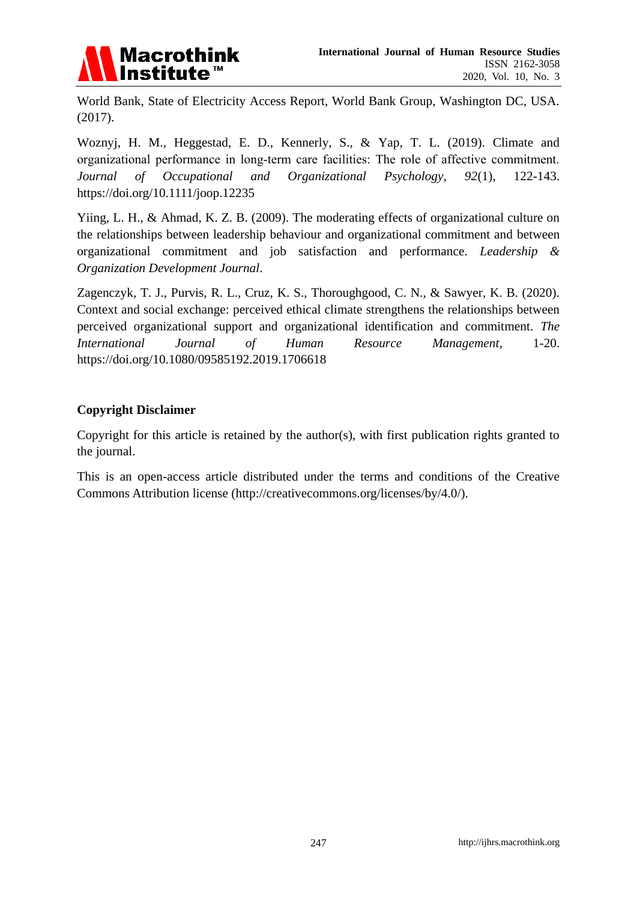World Bank, State of Electricity Access Report, World Bank Group, Washington DC, USA. (2017).

Woznyj, H. M., Heggestad, E. D., Kennerly, S., & Yap, T. L. (2019). Climate and organizational performance in long-term care facilities: The role of affective commitment. *Journal of Occupational and Organizational Psychology*, *92*(1), 122-143. https://doi.org/10.1111/joop.12235

Yiing, L. H., & Ahmad, K. Z. B. (2009). The moderating effects of organizational culture on the relationships between leadership behaviour and organizational commitment and between organizational commitment and job satisfaction and performance. *Leadership & Organization Development Journal*.

Zagenczyk, T. J., Purvis, R. L., Cruz, K. S., Thoroughgood, C. N., & Sawyer, K. B. (2020). Context and social exchange: perceived ethical climate strengthens the relationships between perceived organizational support and organizational identification and commitment. *The International Journal of Human Resource Management*, 1-20. https://doi.org/10.1080/09585192.2019.1706618

**Copyright Disclaimer**

Copyright for this article is retained by the author(s), with first publication rights granted to the journal.

This is an open-access article distributed under the terms and conditions of the Creative Commons Attribution license (http://creativecommons.org/licenses/by/4.0/).